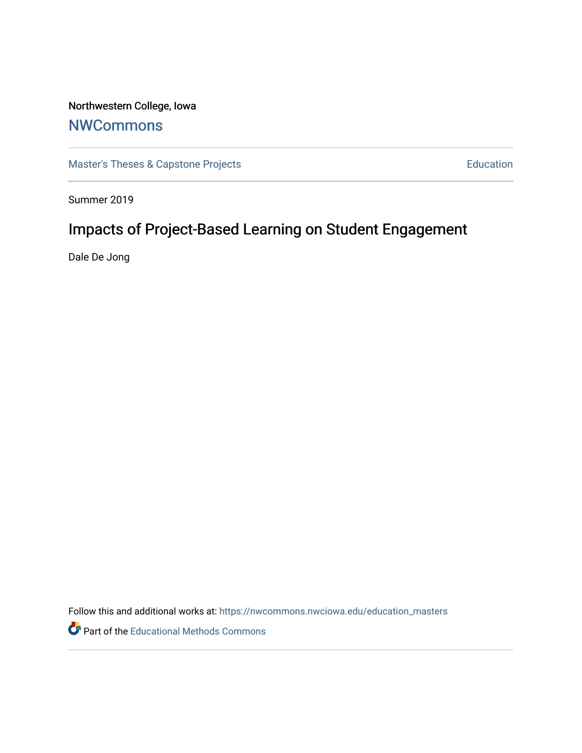Northwestern College, Iowa

# NWCommons

Master's Theses & Capstone Projects | Education

Summer 2019

## Impacts of Project-Based Learning on Student Engagement

Dale De Jong

Follow this and additional works at: https://nwcommons.nwciowa.edu/education_masters

Part of the Educational Methods Commons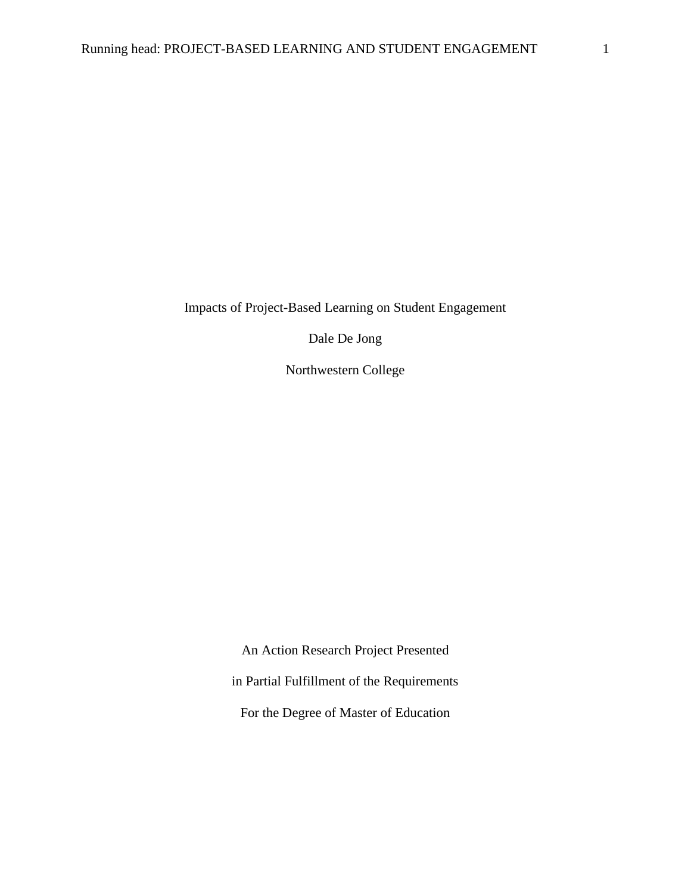Impacts of Project-Based Learning on Student Engagement

Dale De Jong

Northwestern College

An Action Research Project Presented

in Partial Fulfillment of the Requirements

For the Degree of Master of Education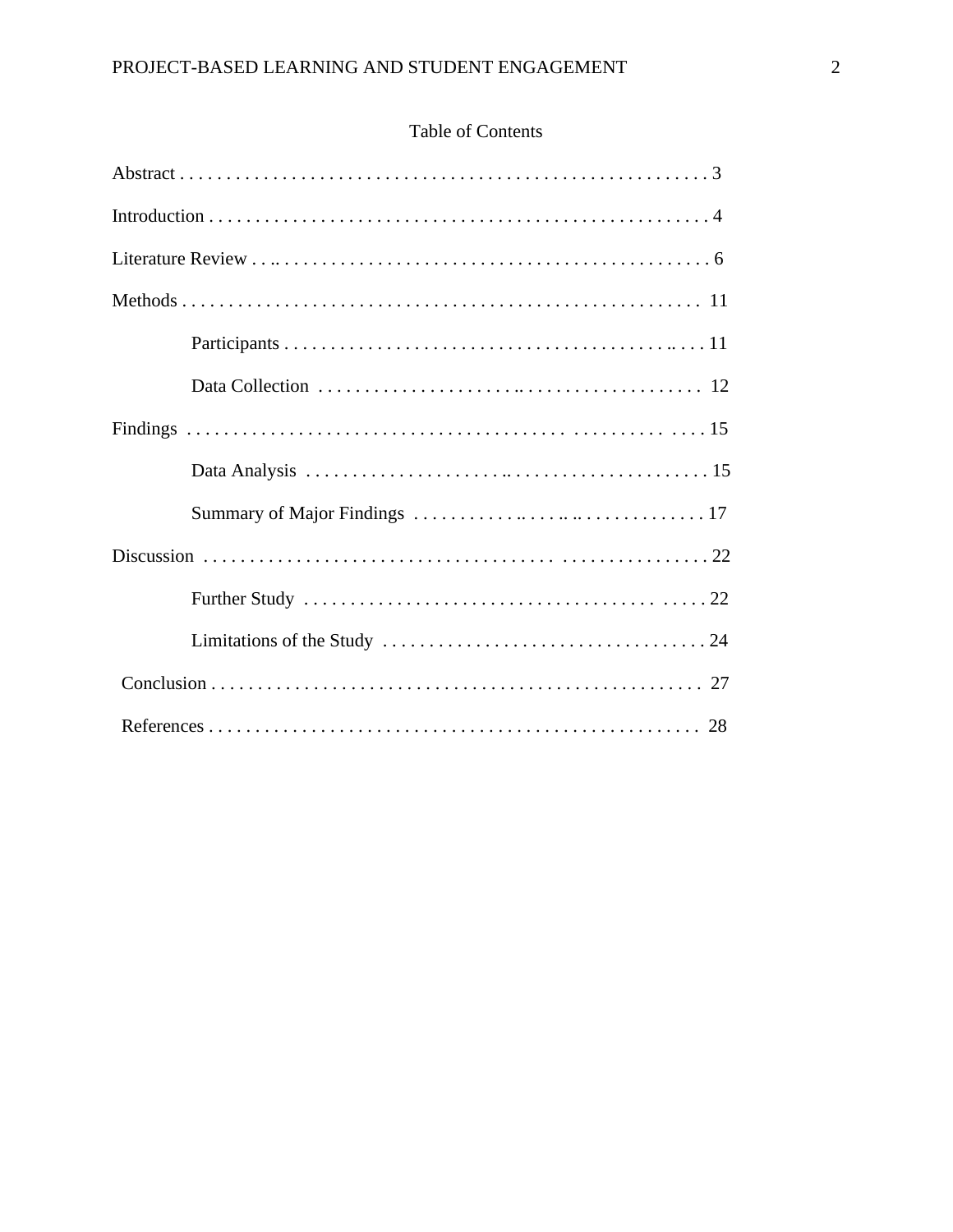# Table of Contents

Abstract . . . . . . . . . . . . . . . . . . . . . . . . . . . . . . . . . . . . . . . . . . . . . . . . . . . . . . 3

Introduction . . . . . . . . . . . . . . . . . . . . . . . . . . . . . . . . . . . . . . . . . . . . . . . . . . . . 4

Literature Review . . .. . . . . . . . . . . . . . . . . . . . . . . . . . . . . . . . . . . . . . . . . . . . . 6

Methods . . . . . . . . . . . . . . . . . . . . . . . . . . . . . . . . . . . . . . . . . . . . . . . . . . . . . . 11

  Participants . . . . . . . . . . . . . . . . . . . . . . . . . . . . . . . . . . . . . . . . .. . . . 11

  Data Collection . . . . . . . . . . . . . . . . . . . . . . .. . . . . . . . . . . . . . . . . . . . 12

Findings . . . . . . . . . . . . . . . . . . . . . . . . . . . . . . . . . . . . . . . . . . . . . . . . . . . . 15

  Data Analysis . . . . . . . . . . . . . . . . . . . . . . . .. . . . . . . . . . . . . . . . . . . . . . 15

  Summary of Major Findings . . . . . . . . . . . . .. . . . .. .. . . . . . . . . . . . . . 17

Discussion . . . . . . . . . . . . . . . . . . . . . . . . . . . . . . . . . . . . . . . . . . . . . . . . . . . 22

  Further Study . . . . . . . . . . . . . . . . . . . . . . . . . . . . . . . . . . . . . . . . . . . . 22

  Limitations of the Study . . . . . . . . . . . . . . . . . . . . . . . . . . . . . . . . . . . 24

Conclusion . . . . . . . . . . . . . . . . . . . . . . . . . . . . . . . . . . . . . . . . . . . . . . . . . . . 27

References . . . . . . . . . . . . . . . . . . . . . . . . . . . . . . . . . . . . . . . . . . . . . . . . . . . 28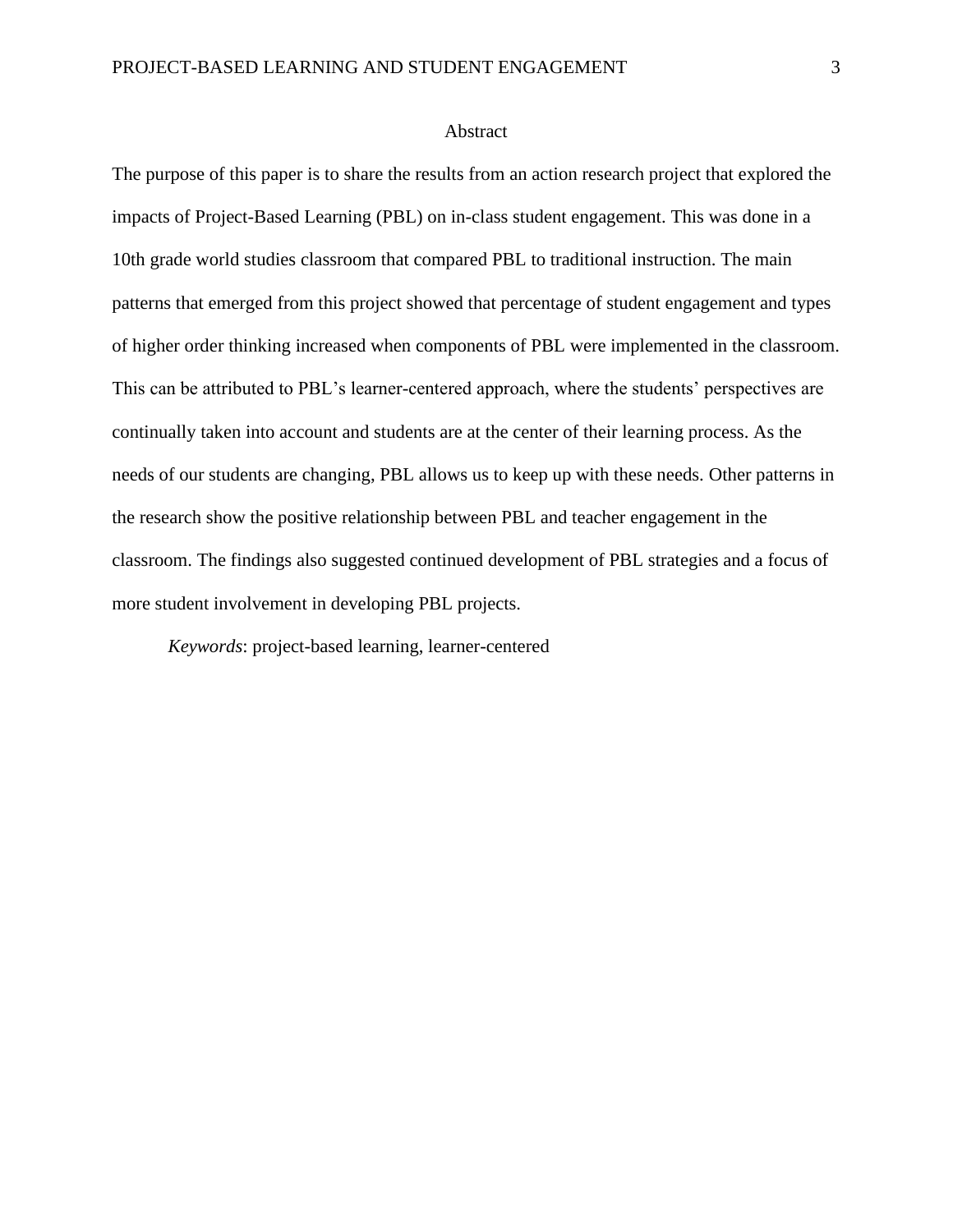# Abstract

The purpose of this paper is to share the results from an action research project that explored the impacts of Project-Based Learning (PBL) on in-class student engagement. This was done in a 10th grade world studies classroom that compared PBL to traditional instruction. The main patterns that emerged from this project showed that percentage of student engagement and types of higher order thinking increased when components of PBL were implemented in the classroom. This can be attributed to PBL's learner-centered approach, where the students' perspectives are continually taken into account and students are at the center of their learning process. As the needs of our students are changing, PBL allows us to keep up with these needs. Other patterns in the research show the positive relationship between PBL and teacher engagement in the classroom. The findings also suggested continued development of PBL strategies and a focus of more student involvement in developing PBL projects.

*Keywords*: project-based learning, learner-centered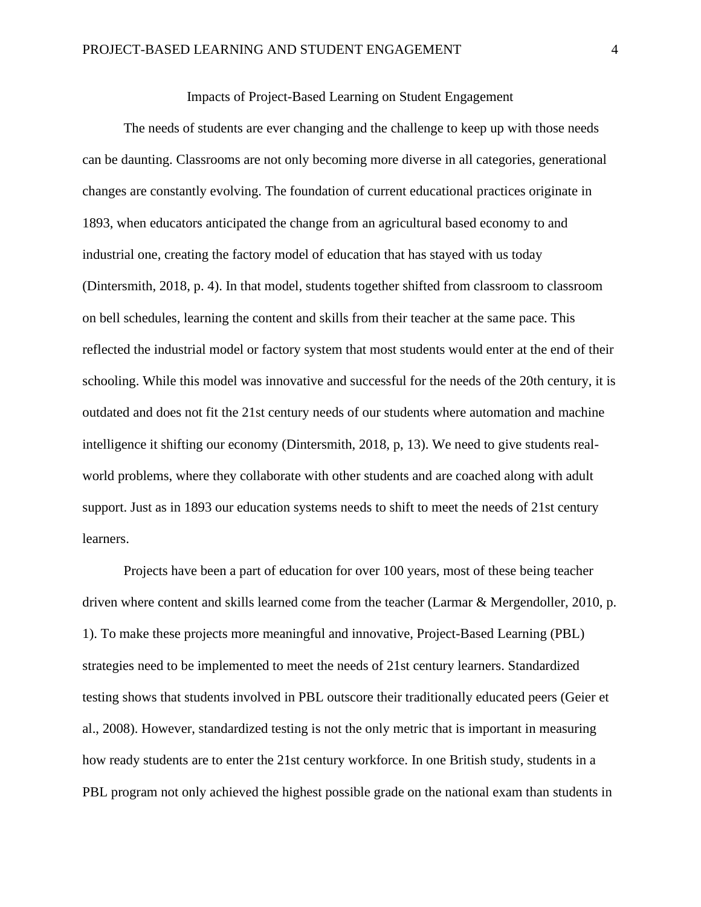# Impacts of Project-Based Learning on Student Engagement

The needs of students are ever changing and the challenge to keep up with those needs can be daunting. Classrooms are not only becoming more diverse in all categories, generational changes are constantly evolving. The foundation of current educational practices originate in 1893, when educators anticipated the change from an agricultural based economy to and industrial one, creating the factory model of education that has stayed with us today (Dintersmith, 2018, p. 4). In that model, students together shifted from classroom to classroom on bell schedules, learning the content and skills from their teacher at the same pace. This reflected the industrial model or factory system that most students would enter at the end of their schooling. While this model was innovative and successful for the needs of the 20th century, it is outdated and does not fit the 21st century needs of our students where automation and machine intelligence it shifting our economy (Dintersmith, 2018, p, 13). We need to give students real-world problems, where they collaborate with other students and are coached along with adult support. Just as in 1893 our education systems needs to shift to meet the needs of 21st century learners.

Projects have been a part of education for over 100 years, most of these being teacher driven where content and skills learned come from the teacher (Larmar & Mergendoller, 2010, p. 1). To make these projects more meaningful and innovative, Project-Based Learning (PBL) strategies need to be implemented to meet the needs of 21st century learners. Standardized testing shows that students involved in PBL outscore their traditionally educated peers (Geier et al., 2008). However, standardized testing is not the only metric that is important in measuring how ready students are to enter the 21st century workforce. In one British study, students in a PBL program not only achieved the highest possible grade on the national exam than students in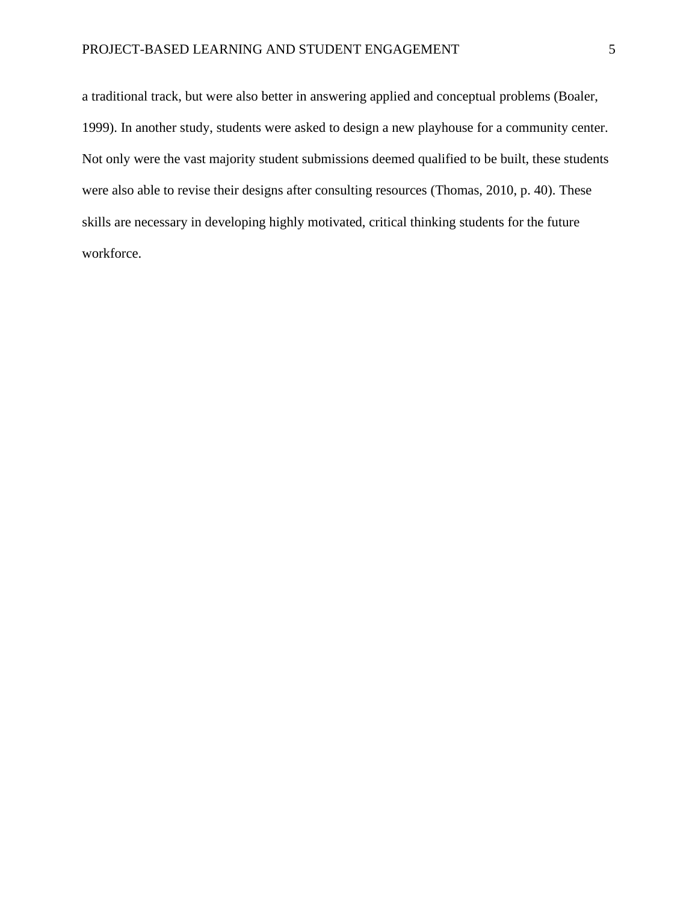a traditional track, but were also better in answering applied and conceptual problems (Boaler, 1999). In another study, students were asked to design a new playhouse for a community center. Not only were the vast majority student submissions deemed qualified to be built, these students were also able to revise their designs after consulting resources (Thomas, 2010, p. 40). These skills are necessary in developing highly motivated, critical thinking students for the future workforce.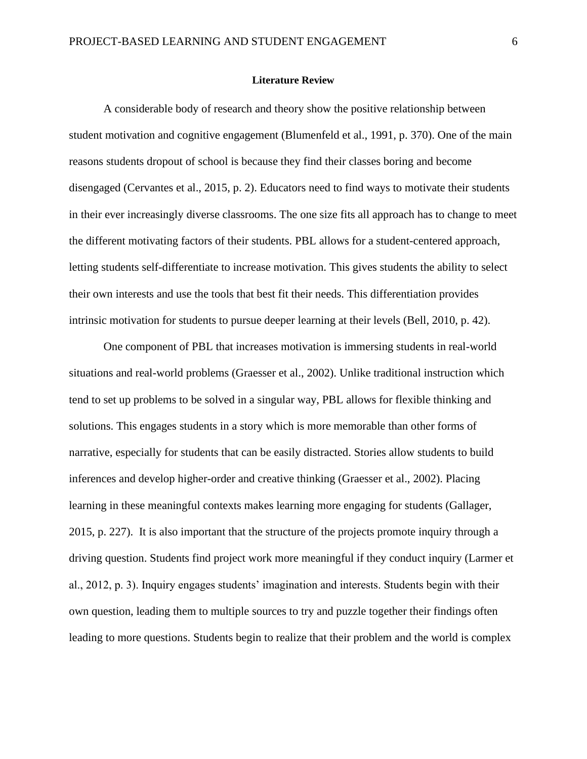**Literature Review**

A considerable body of research and theory show the positive relationship between student motivation and cognitive engagement (Blumenfeld et al., 1991, p. 370). One of the main reasons students dropout of school is because they find their classes boring and become disengaged (Cervantes et al., 2015, p. 2). Educators need to find ways to motivate their students in their ever increasingly diverse classrooms. The one size fits all approach has to change to meet the different motivating factors of their students. PBL allows for a student-centered approach, letting students self-differentiate to increase motivation. This gives students the ability to select their own interests and use the tools that best fit their needs. This differentiation provides intrinsic motivation for students to pursue deeper learning at their levels (Bell, 2010, p. 42).

One component of PBL that increases motivation is immersing students in real-world situations and real-world problems (Graesser et al., 2002). Unlike traditional instruction which tend to set up problems to be solved in a singular way, PBL allows for flexible thinking and solutions. This engages students in a story which is more memorable than other forms of narrative, especially for students that can be easily distracted. Stories allow students to build inferences and develop higher-order and creative thinking (Graesser et al., 2002). Placing learning in these meaningful contexts makes learning more engaging for students (Gallager, 2015, p. 227). It is also important that the structure of the projects promote inquiry through a driving question. Students find project work more meaningful if they conduct inquiry (Larmer et al., 2012, p. 3). Inquiry engages students' imagination and interests. Students begin with their own question, leading them to multiple sources to try and puzzle together their findings often leading to more questions. Students begin to realize that their problem and the world is complex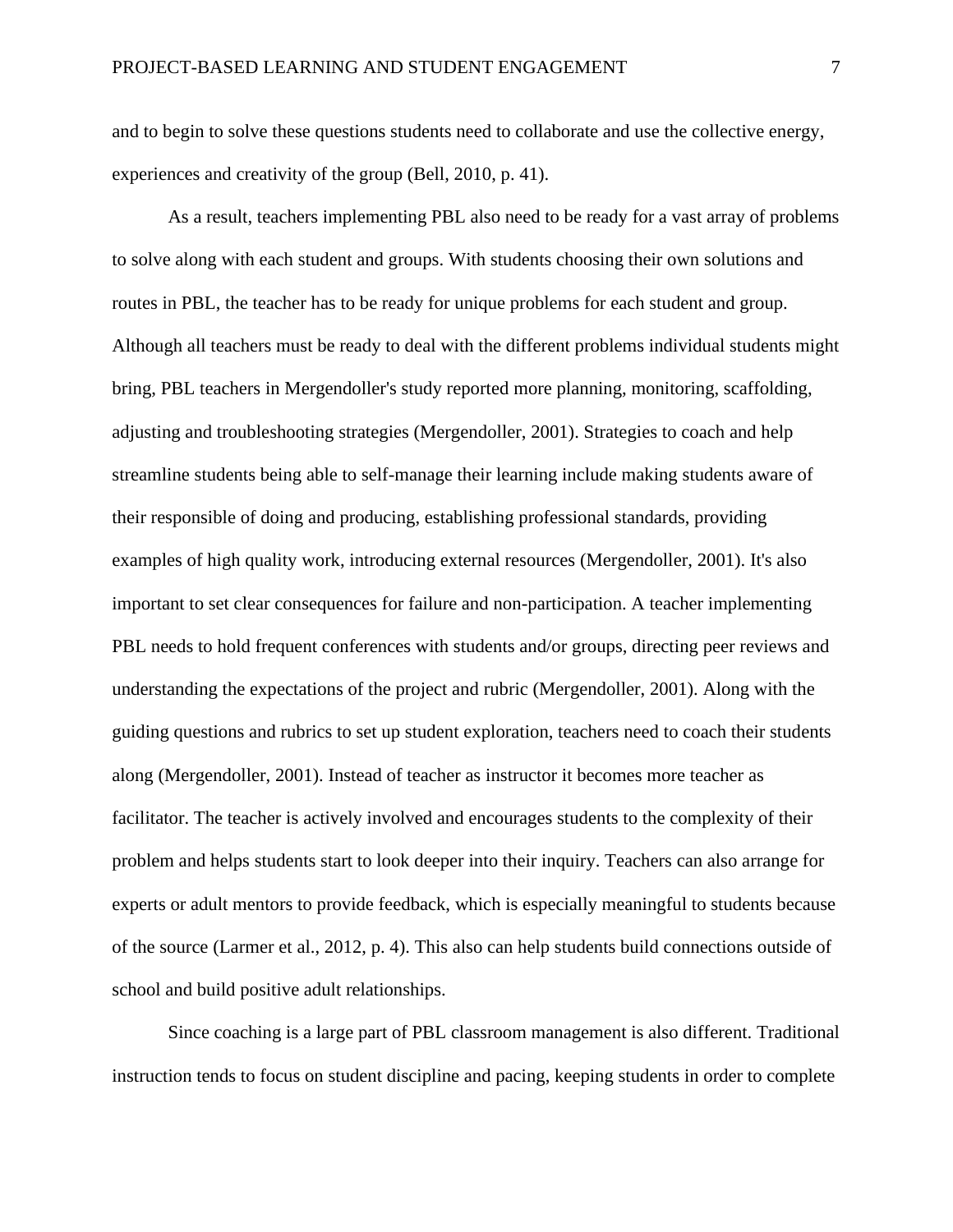and to begin to solve these questions students need to collaborate and use the collective energy, experiences and creativity of the group (Bell, 2010, p. 41).

As a result, teachers implementing PBL also need to be ready for a vast array of problems to solve along with each student and groups. With students choosing their own solutions and routes in PBL, the teacher has to be ready for unique problems for each student and group. Although all teachers must be ready to deal with the different problems individual students might bring, PBL teachers in Mergendoller's study reported more planning, monitoring, scaffolding, adjusting and troubleshooting strategies (Mergendoller, 2001). Strategies to coach and help streamline students being able to self-manage their learning include making students aware of their responsible of doing and producing, establishing professional standards, providing examples of high quality work, introducing external resources (Mergendoller, 2001). It's also important to set clear consequences for failure and non-participation. A teacher implementing PBL needs to hold frequent conferences with students and/or groups, directing peer reviews and understanding the expectations of the project and rubric (Mergendoller, 2001). Along with the guiding questions and rubrics to set up student exploration, teachers need to coach their students along (Mergendoller, 2001). Instead of teacher as instructor it becomes more teacher as facilitator. The teacher is actively involved and encourages students to the complexity of their problem and helps students start to look deeper into their inquiry. Teachers can also arrange for experts or adult mentors to provide feedback, which is especially meaningful to students because of the source (Larmer et al., 2012, p. 4). This also can help students build connections outside of school and build positive adult relationships.

Since coaching is a large part of PBL classroom management is also different. Traditional instruction tends to focus on student discipline and pacing, keeping students in order to complete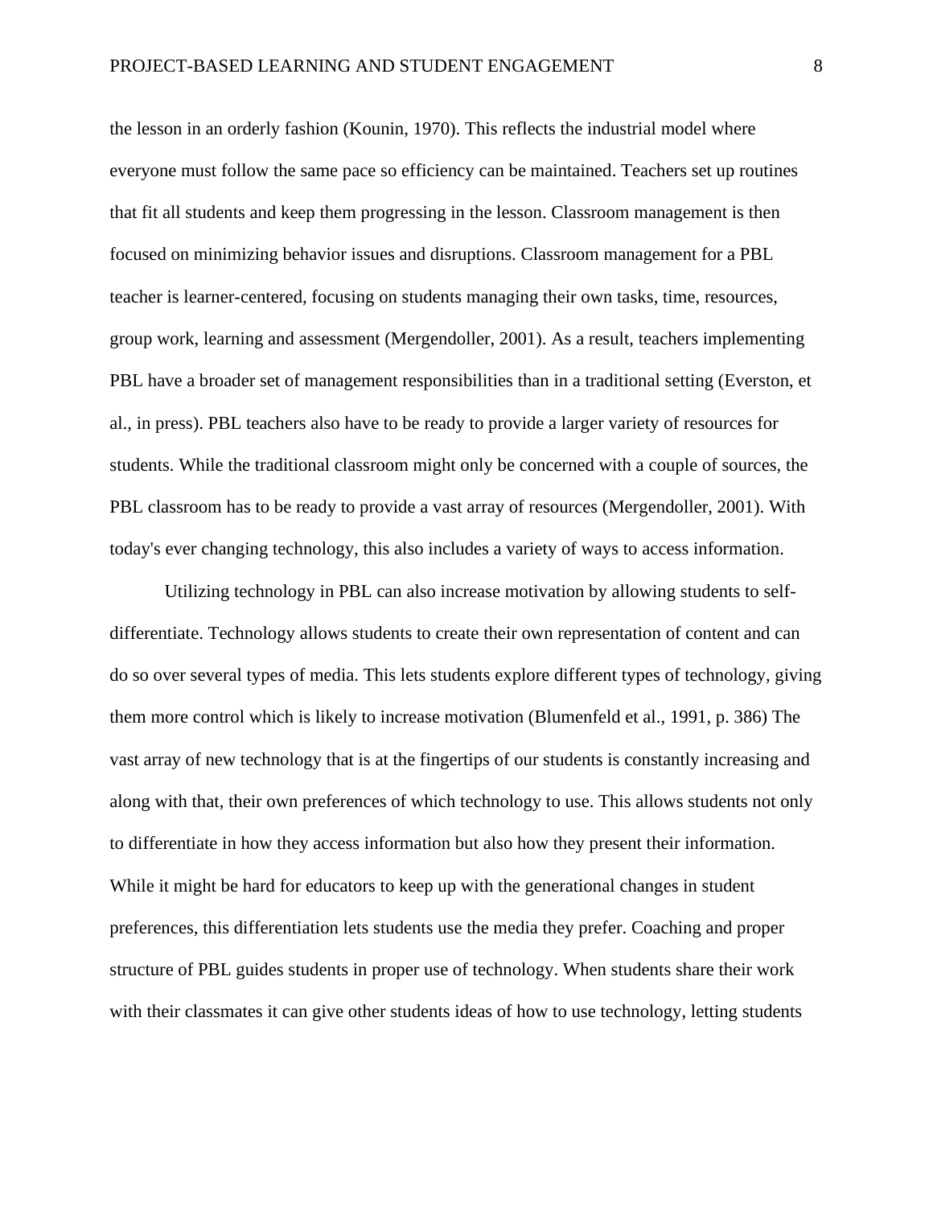the lesson in an orderly fashion (Kounin, 1970). This reflects the industrial model where everyone must follow the same pace so efficiency can be maintained. Teachers set up routines that fit all students and keep them progressing in the lesson. Classroom management is then focused on minimizing behavior issues and disruptions. Classroom management for a PBL teacher is learner-centered, focusing on students managing their own tasks, time, resources, group work, learning and assessment (Mergendoller, 2001). As a result, teachers implementing PBL have a broader set of management responsibilities than in a traditional setting (Everston, et al., in press). PBL teachers also have to be ready to provide a larger variety of resources for students. While the traditional classroom might only be concerned with a couple of sources, the PBL classroom has to be ready to provide a vast array of resources (Mergendoller, 2001). With today's ever changing technology, this also includes a variety of ways to access information.

Utilizing technology in PBL can also increase motivation by allowing students to self-differentiate. Technology allows students to create their own representation of content and can do so over several types of media. This lets students explore different types of technology, giving them more control which is likely to increase motivation (Blumenfeld et al., 1991, p. 386) The vast array of new technology that is at the fingertips of our students is constantly increasing and along with that, their own preferences of which technology to use. This allows students not only to differentiate in how they access information but also how they present their information. While it might be hard for educators to keep up with the generational changes in student preferences, this differentiation lets students use the media they prefer. Coaching and proper structure of PBL guides students in proper use of technology. When students share their work with their classmates it can give other students ideas of how to use technology, letting students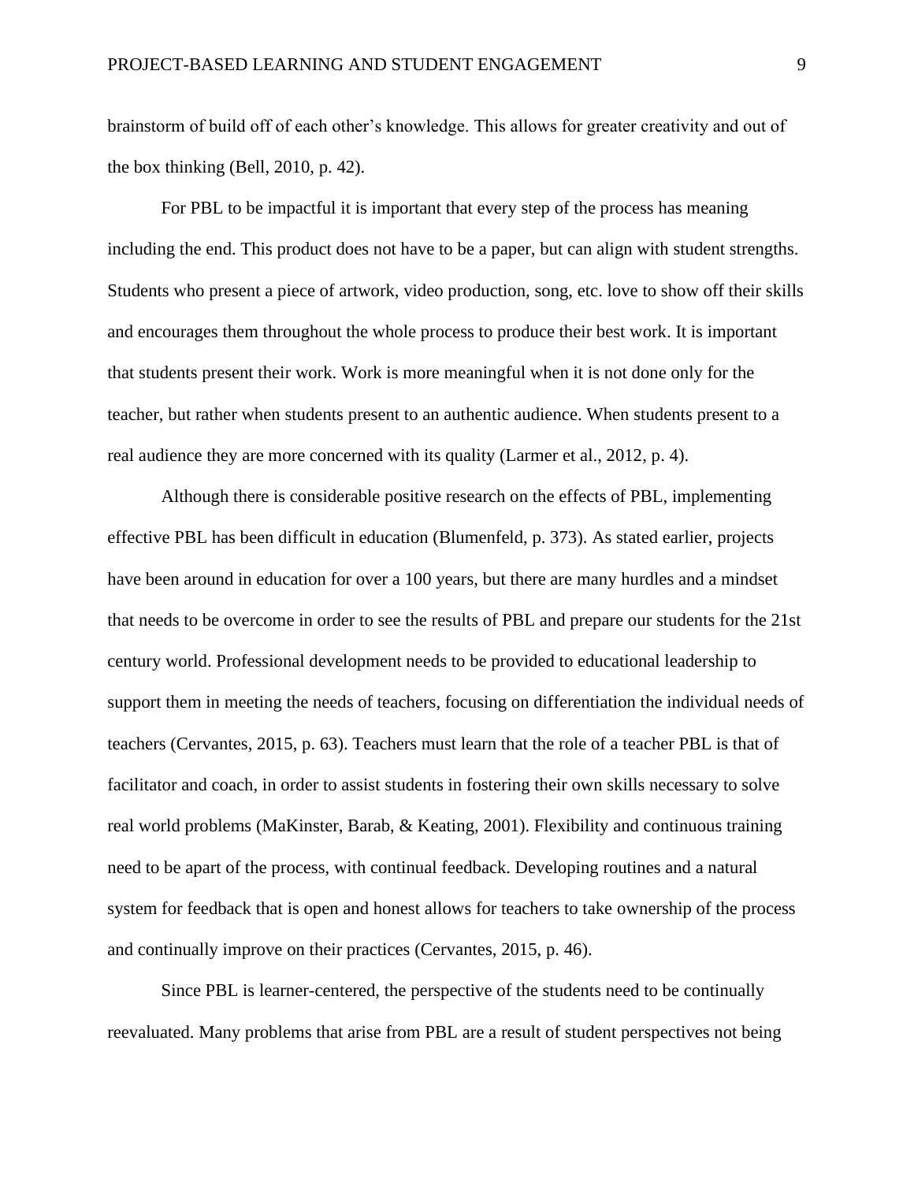brainstorm of build off of each other's knowledge. This allows for greater creativity and out of the box thinking (Bell, 2010, p. 42).

For PBL to be impactful it is important that every step of the process has meaning including the end. This product does not have to be a paper, but can align with student strengths. Students who present a piece of artwork, video production, song, etc. love to show off their skills and encourages them throughout the whole process to produce their best work. It is important that students present their work. Work is more meaningful when it is not done only for the teacher, but rather when students present to an authentic audience. When students present to a real audience they are more concerned with its quality (Larmer et al., 2012, p. 4).

Although there is considerable positive research on the effects of PBL, implementing effective PBL has been difficult in education (Blumenfeld, p. 373). As stated earlier, projects have been around in education for over a 100 years, but there are many hurdles and a mindset that needs to be overcome in order to see the results of PBL and prepare our students for the 21st century world. Professional development needs to be provided to educational leadership to support them in meeting the needs of teachers, focusing on differentiation the individual needs of teachers (Cervantes, 2015, p. 63). Teachers must learn that the role of a teacher PBL is that of facilitator and coach, in order to assist students in fostering their own skills necessary to solve real world problems (MaKinster, Barab, & Keating, 2001). Flexibility and continuous training need to be apart of the process, with continual feedback. Developing routines and a natural system for feedback that is open and honest allows for teachers to take ownership of the process and continually improve on their practices (Cervantes, 2015, p. 46).

Since PBL is learner-centered, the perspective of the students need to be continually reevaluated. Many problems that arise from PBL are a result of student perspectives not being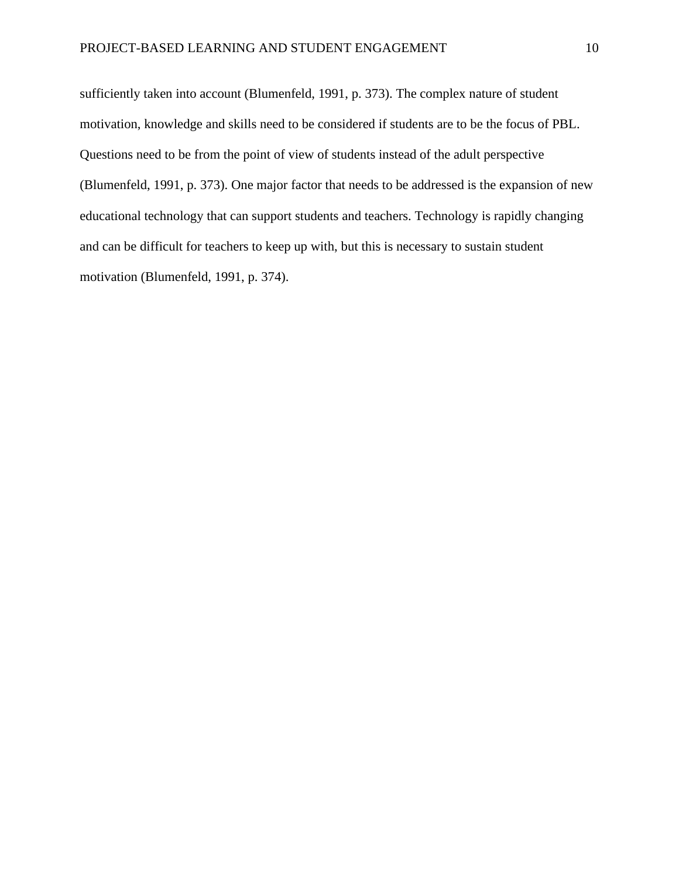sufficiently taken into account (Blumenfeld, 1991, p. 373). The complex nature of student motivation, knowledge and skills need to be considered if students are to be the focus of PBL. Questions need to be from the point of view of students instead of the adult perspective (Blumenfeld, 1991, p. 373). One major factor that needs to be addressed is the expansion of new educational technology that can support students and teachers. Technology is rapidly changing and can be difficult for teachers to keep up with, but this is necessary to sustain student motivation (Blumenfeld, 1991, p. 374).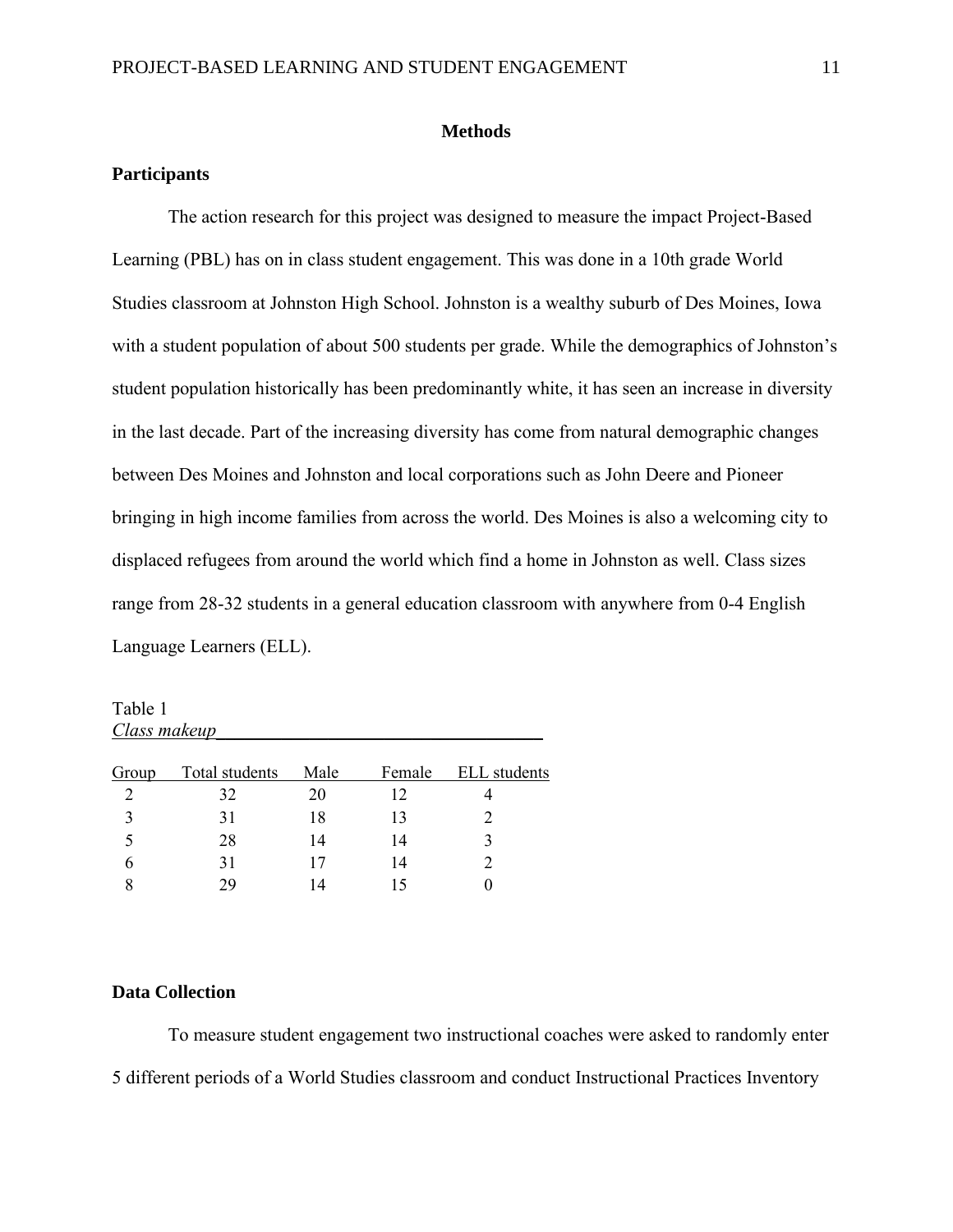## Methods

### Participants

The action research for this project was designed to measure the impact Project-Based Learning (PBL) has on in class student engagement. This was done in a 10th grade World Studies classroom at Johnston High School. Johnston is a wealthy suburb of Des Moines, Iowa with a student population of about 500 students per grade. While the demographics of Johnston's student population historically has been predominantly white, it has seen an increase in diversity in the last decade. Part of the increasing diversity has come from natural demographic changes between Des Moines and Johnston and local corporations such as John Deere and Pioneer bringing in high income families from across the world. Des Moines is also a welcoming city to displaced refugees from around the world which find a home in Johnston as well. Class sizes range from 28-32 students in a general education classroom with anywhere from 0-4 English Language Learners (ELL).

Table 1
*Class makeup*

| Group | Total students | Male | Female | ELL students |
|---|---|---|---|---|
| 2 | 32 | 20 | 12 | 4 |
| 3 | 31 | 18 | 13 | 2 |
| 5 | 28 | 14 | 14 | 3 |
| 6 | 31 | 17 | 14 | 2 |
| 8 | 29 | 14 | 15 | 0 |

### Data Collection

To measure student engagement two instructional coaches were asked to randomly enter 5 different periods of a World Studies classroom and conduct Instructional Practices Inventory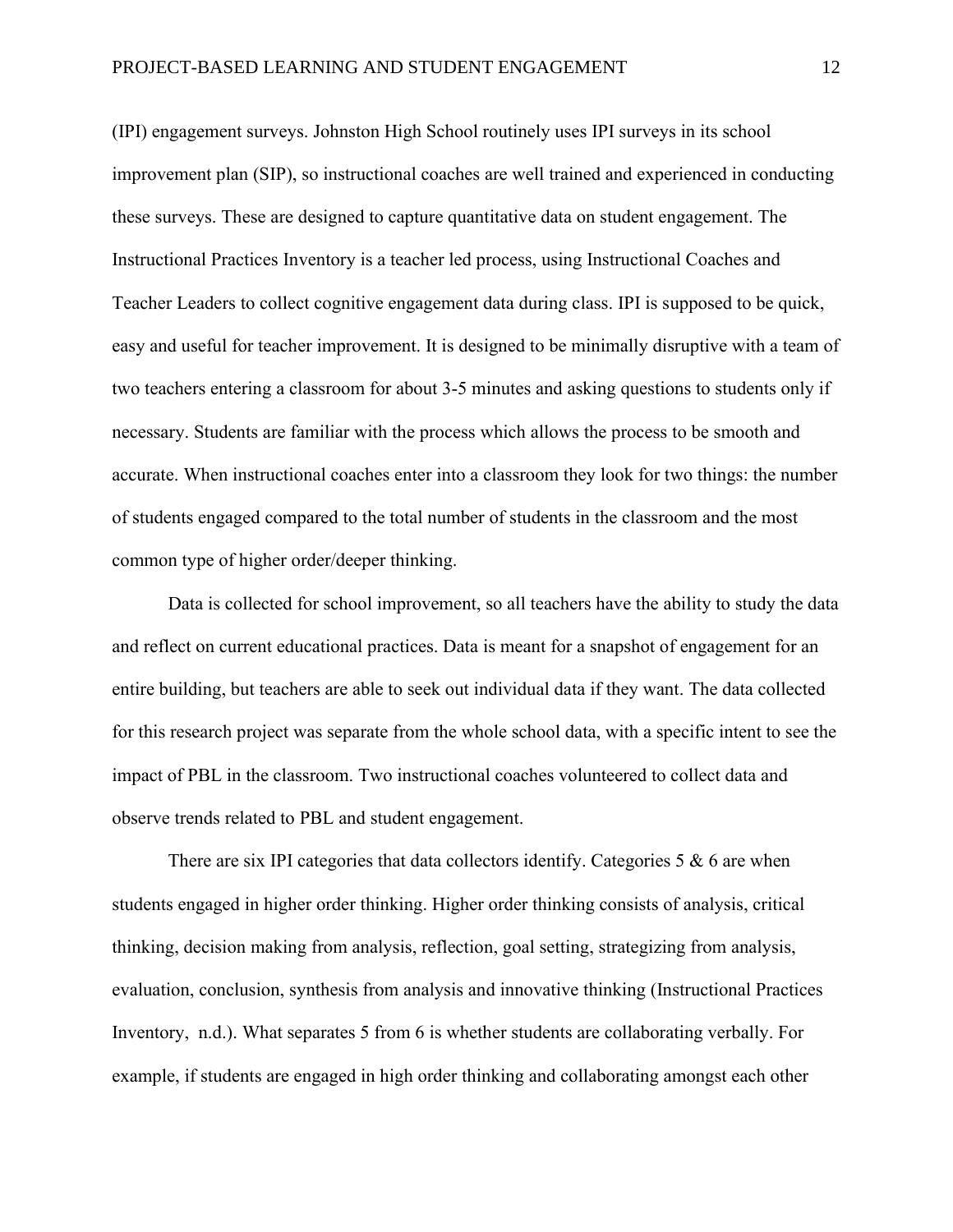(IPI) engagement surveys. Johnston High School routinely uses IPI surveys in its school improvement plan (SIP), so instructional coaches are well trained and experienced in conducting these surveys. These are designed to capture quantitative data on student engagement. The Instructional Practices Inventory is a teacher led process, using Instructional Coaches and Teacher Leaders to collect cognitive engagement data during class. IPI is supposed to be quick, easy and useful for teacher improvement. It is designed to be minimally disruptive with a team of two teachers entering a classroom for about 3-5 minutes and asking questions to students only if necessary. Students are familiar with the process which allows the process to be smooth and accurate. When instructional coaches enter into a classroom they look for two things: the number of students engaged compared to the total number of students in the classroom and the most common type of higher order/deeper thinking.

Data is collected for school improvement, so all teachers have the ability to study the data and reflect on current educational practices. Data is meant for a snapshot of engagement for an entire building, but teachers are able to seek out individual data if they want. The data collected for this research project was separate from the whole school data, with a specific intent to see the impact of PBL in the classroom. Two instructional coaches volunteered to collect data and observe trends related to PBL and student engagement.

There are six IPI categories that data collectors identify. Categories 5 & 6 are when students engaged in higher order thinking. Higher order thinking consists of analysis, critical thinking, decision making from analysis, reflection, goal setting, strategizing from analysis, evaluation, conclusion, synthesis from analysis and innovative thinking (Instructional Practices Inventory, n.d.). What separates 5 from 6 is whether students are collaborating verbally. For example, if students are engaged in high order thinking and collaborating amongst each other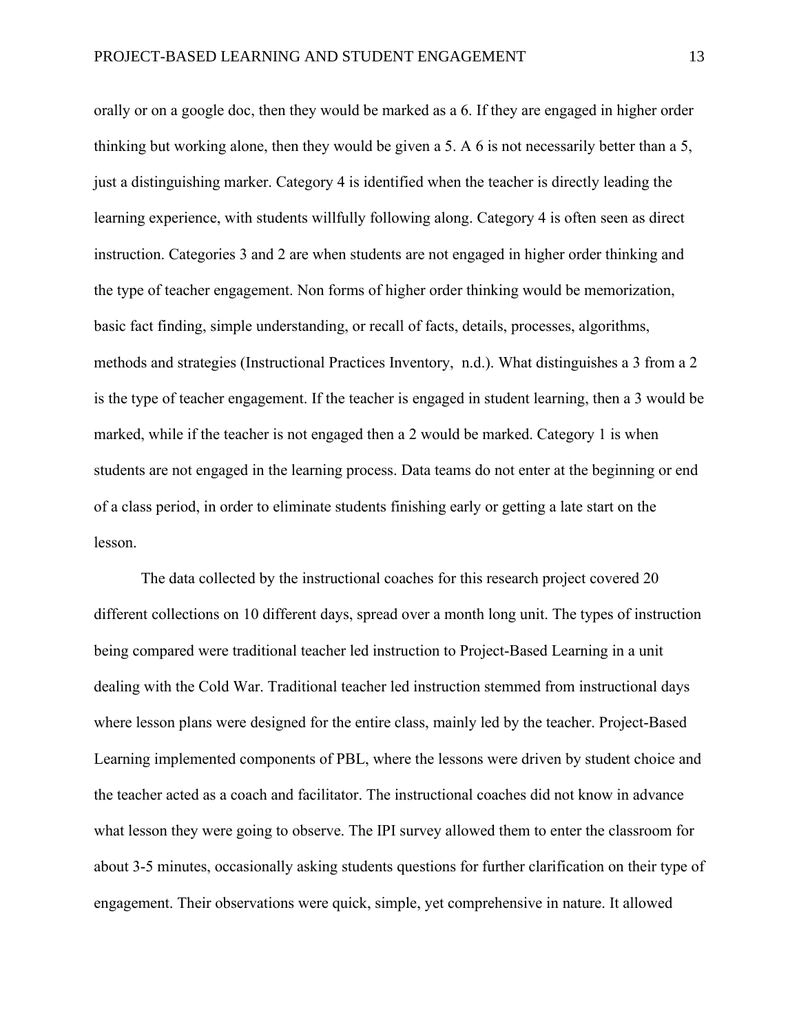orally or on a google doc, then they would be marked as a 6. If they are engaged in higher order thinking but working alone, then they would be given a 5. A 6 is not necessarily better than a 5, just a distinguishing marker. Category 4 is identified when the teacher is directly leading the learning experience, with students willfully following along. Category 4 is often seen as direct instruction. Categories 3 and 2 are when students are not engaged in higher order thinking and the type of teacher engagement. Non forms of higher order thinking would be memorization, basic fact finding, simple understanding, or recall of facts, details, processes, algorithms, methods and strategies (Instructional Practices Inventory, n.d.). What distinguishes a 3 from a 2 is the type of teacher engagement. If the teacher is engaged in student learning, then a 3 would be marked, while if the teacher is not engaged then a 2 would be marked. Category 1 is when students are not engaged in the learning process. Data teams do not enter at the beginning or end of a class period, in order to eliminate students finishing early or getting a late start on the lesson.

The data collected by the instructional coaches for this research project covered 20 different collections on 10 different days, spread over a month long unit. The types of instruction being compared were traditional teacher led instruction to Project-Based Learning in a unit dealing with the Cold War. Traditional teacher led instruction stemmed from instructional days where lesson plans were designed for the entire class, mainly led by the teacher. Project-Based Learning implemented components of PBL, where the lessons were driven by student choice and the teacher acted as a coach and facilitator. The instructional coaches did not know in advance what lesson they were going to observe. The IPI survey allowed them to enter the classroom for about 3-5 minutes, occasionally asking students questions for further clarification on their type of engagement. Their observations were quick, simple, yet comprehensive in nature. It allowed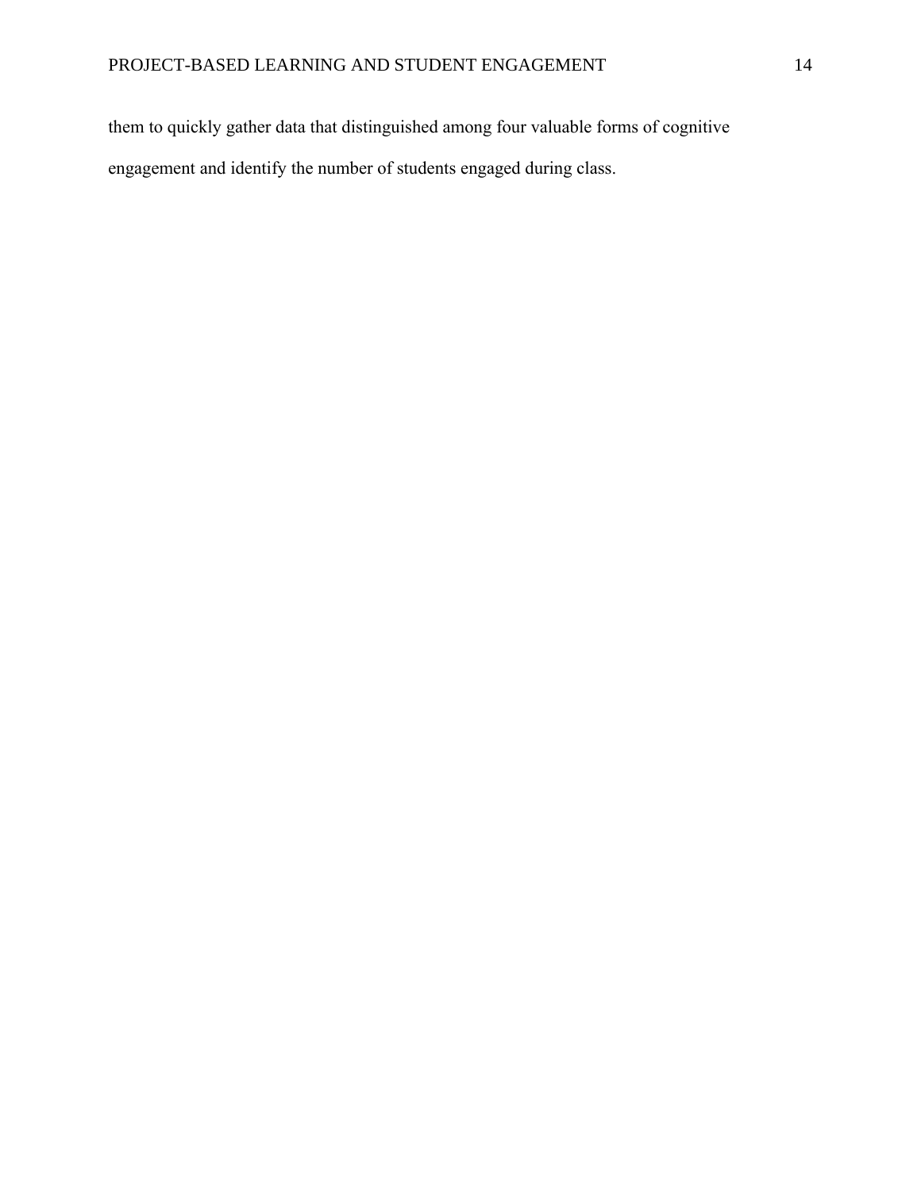them to quickly gather data that distinguished among four valuable forms of cognitive engagement and identify the number of students engaged during class.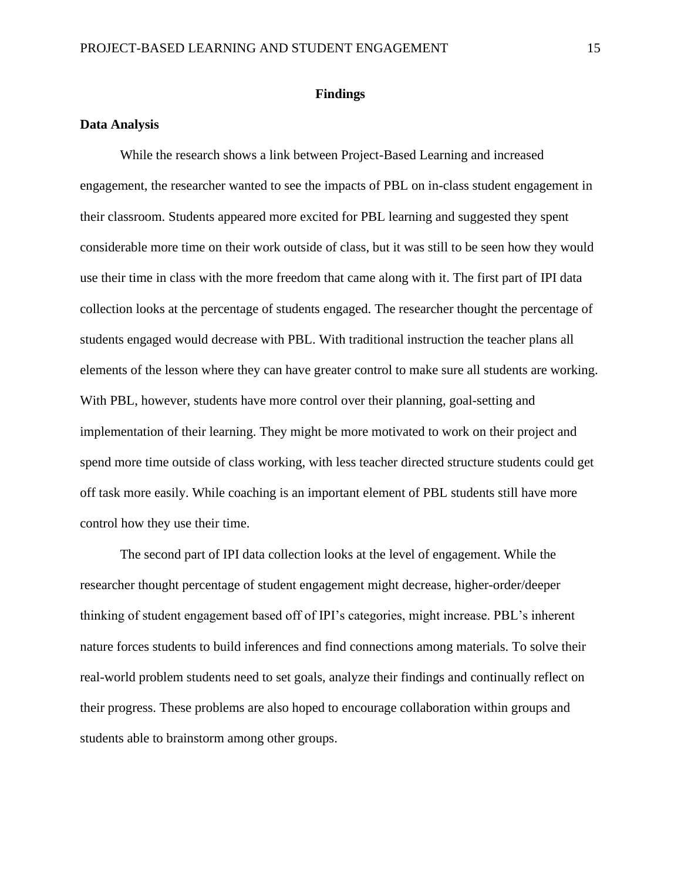# Findings

## Data Analysis

While the research shows a link between Project-Based Learning and increased engagement, the researcher wanted to see the impacts of PBL on in-class student engagement in their classroom. Students appeared more excited for PBL learning and suggested they spent considerable more time on their work outside of class, but it was still to be seen how they would use their time in class with the more freedom that came along with it. The first part of IPI data collection looks at the percentage of students engaged. The researcher thought the percentage of students engaged would decrease with PBL. With traditional instruction the teacher plans all elements of the lesson where they can have greater control to make sure all students are working. With PBL, however, students have more control over their planning, goal-setting and implementation of their learning. They might be more motivated to work on their project and spend more time outside of class working, with less teacher directed structure students could get off task more easily. While coaching is an important element of PBL students still have more control how they use their time.

The second part of IPI data collection looks at the level of engagement. While the researcher thought percentage of student engagement might decrease, higher-order/deeper thinking of student engagement based off of IPI's categories, might increase. PBL's inherent nature forces students to build inferences and find connections among materials. To solve their real-world problem students need to set goals, analyze their findings and continually reflect on their progress. These problems are also hoped to encourage collaboration within groups and students able to brainstorm among other groups.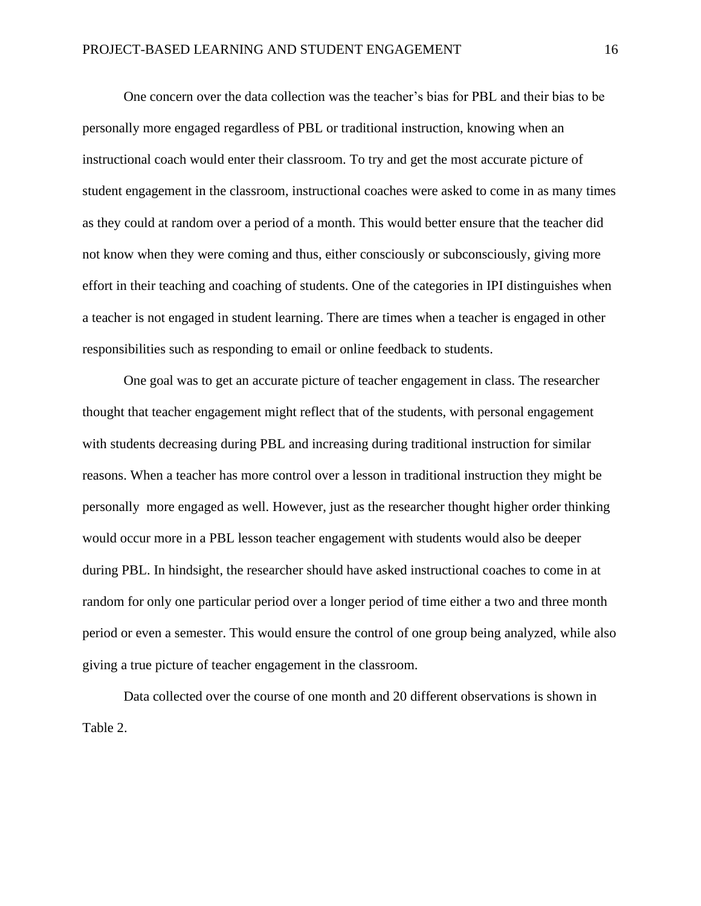One concern over the data collection was the teacher's bias for PBL and their bias to be personally more engaged regardless of PBL or traditional instruction, knowing when an instructional coach would enter their classroom. To try and get the most accurate picture of student engagement in the classroom, instructional coaches were asked to come in as many times as they could at random over a period of a month. This would better ensure that the teacher did not know when they were coming and thus, either consciously or subconsciously, giving more effort in their teaching and coaching of students. One of the categories in IPI distinguishes when a teacher is not engaged in student learning. There are times when a teacher is engaged in other responsibilities such as responding to email or online feedback to students.

One goal was to get an accurate picture of teacher engagement in class. The researcher thought that teacher engagement might reflect that of the students, with personal engagement with students decreasing during PBL and increasing during traditional instruction for similar reasons. When a teacher has more control over a lesson in traditional instruction they might be personally  more engaged as well. However, just as the researcher thought higher order thinking would occur more in a PBL lesson teacher engagement with students would also be deeper during PBL. In hindsight, the researcher should have asked instructional coaches to come in at random for only one particular period over a longer period of time either a two and three month period or even a semester. This would ensure the control of one group being analyzed, while also giving a true picture of teacher engagement in the classroom.

Data collected over the course of one month and 20 different observations is shown in Table 2.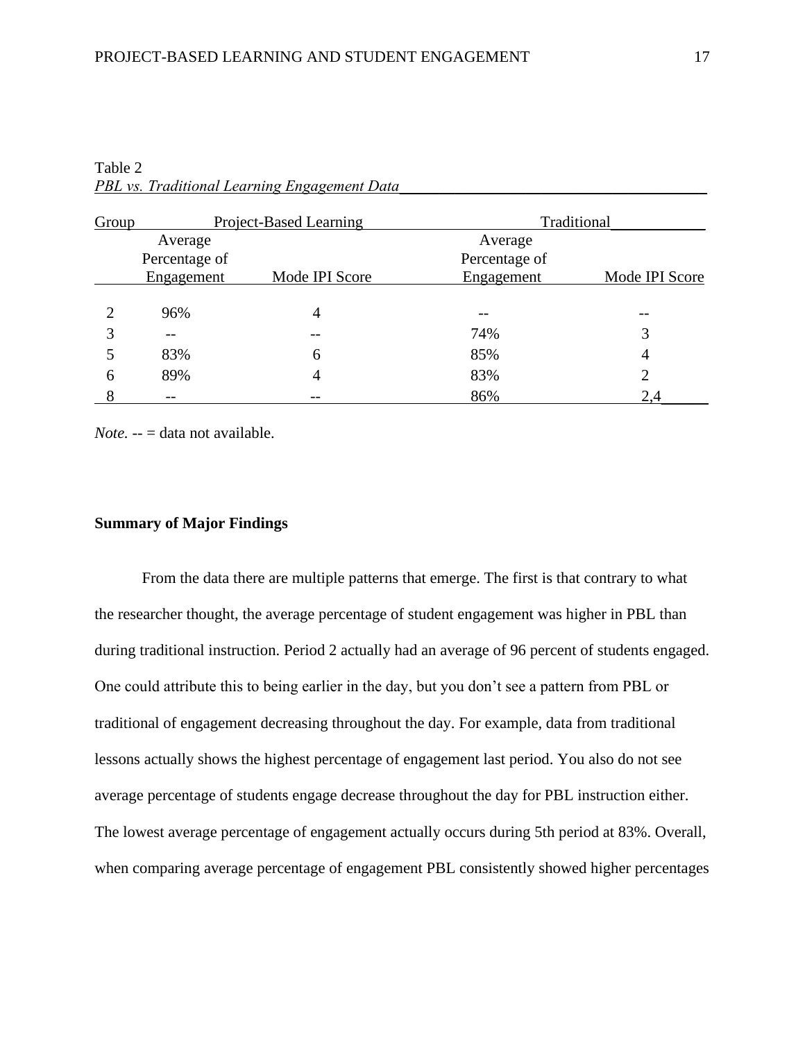Table 2

*PBL vs. Traditional Learning Engagement Data*

| Group | Project-Based Learning | | Traditional | |
|---|---|---|---|---|
| | Average Percentage of Engagement | Mode IPI Score | Average Percentage of Engagement | Mode IPI Score |
| 2 | 96% | 4 | -- | -- |
| 3 | -- | -- | 74% | 3 |
| 5 | 83% | 6 | 85% | 4 |
| 6 | 89% | 4 | 83% | 2 |
| 8 | -- | -- | 86% | 2,4 |

*Note.* -- = data not available.

**Summary of Major Findings**

From the data there are multiple patterns that emerge. The first is that contrary to what the researcher thought, the average percentage of student engagement was higher in PBL than during traditional instruction. Period 2 actually had an average of 96 percent of students engaged. One could attribute this to being earlier in the day, but you don't see a pattern from PBL or traditional of engagement decreasing throughout the day. For example, data from traditional lessons actually shows the highest percentage of engagement last period. You also do not see average percentage of students engage decrease throughout the day for PBL instruction either. The lowest average percentage of engagement actually occurs during 5th period at 83%. Overall, when comparing average percentage of engagement PBL consistently showed higher percentages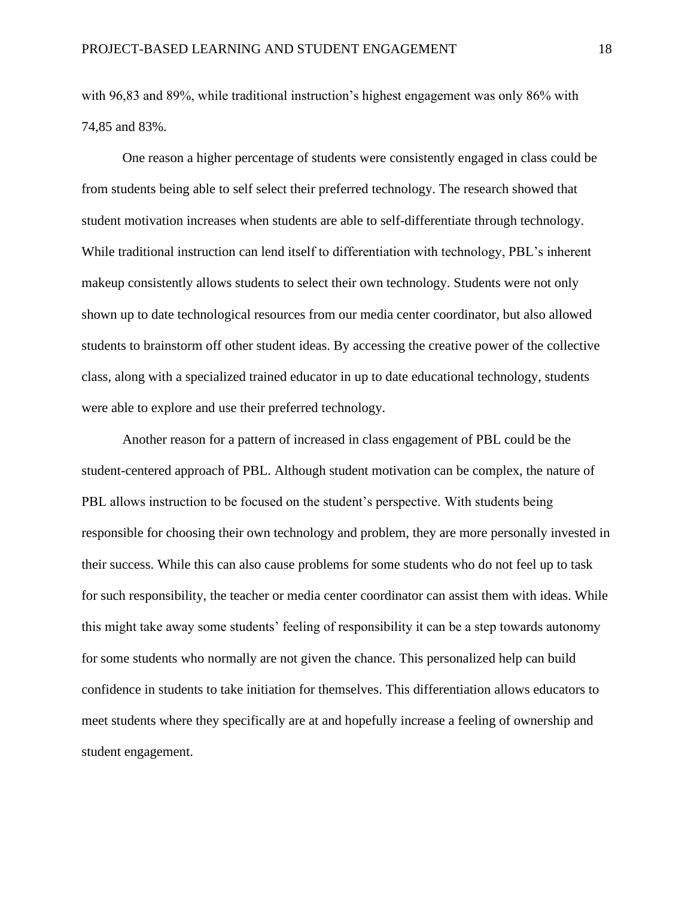with 96,83 and 89%, while traditional instruction's highest engagement was only 86% with 74,85 and 83%.

One reason a higher percentage of students were consistently engaged in class could be from students being able to self select their preferred technology. The research showed that student motivation increases when students are able to self-differentiate through technology. While traditional instruction can lend itself to differentiation with technology, PBL's inherent makeup consistently allows students to select their own technology. Students were not only shown up to date technological resources from our media center coordinator, but also allowed students to brainstorm off other student ideas. By accessing the creative power of the collective class, along with a specialized trained educator in up to date educational technology, students were able to explore and use their preferred technology.

Another reason for a pattern of increased in class engagement of PBL could be the student-centered approach of PBL. Although student motivation can be complex, the nature of PBL allows instruction to be focused on the student's perspective. With students being responsible for choosing their own technology and problem, they are more personally invested in their success. While this can also cause problems for some students who do not feel up to task for such responsibility, the teacher or media center coordinator can assist them with ideas. While this might take away some students' feeling of responsibility it can be a step towards autonomy for some students who normally are not given the chance. This personalized help can build confidence in students to take initiation for themselves. This differentiation allows educators to meet students where they specifically are at and hopefully increase a feeling of ownership and student engagement.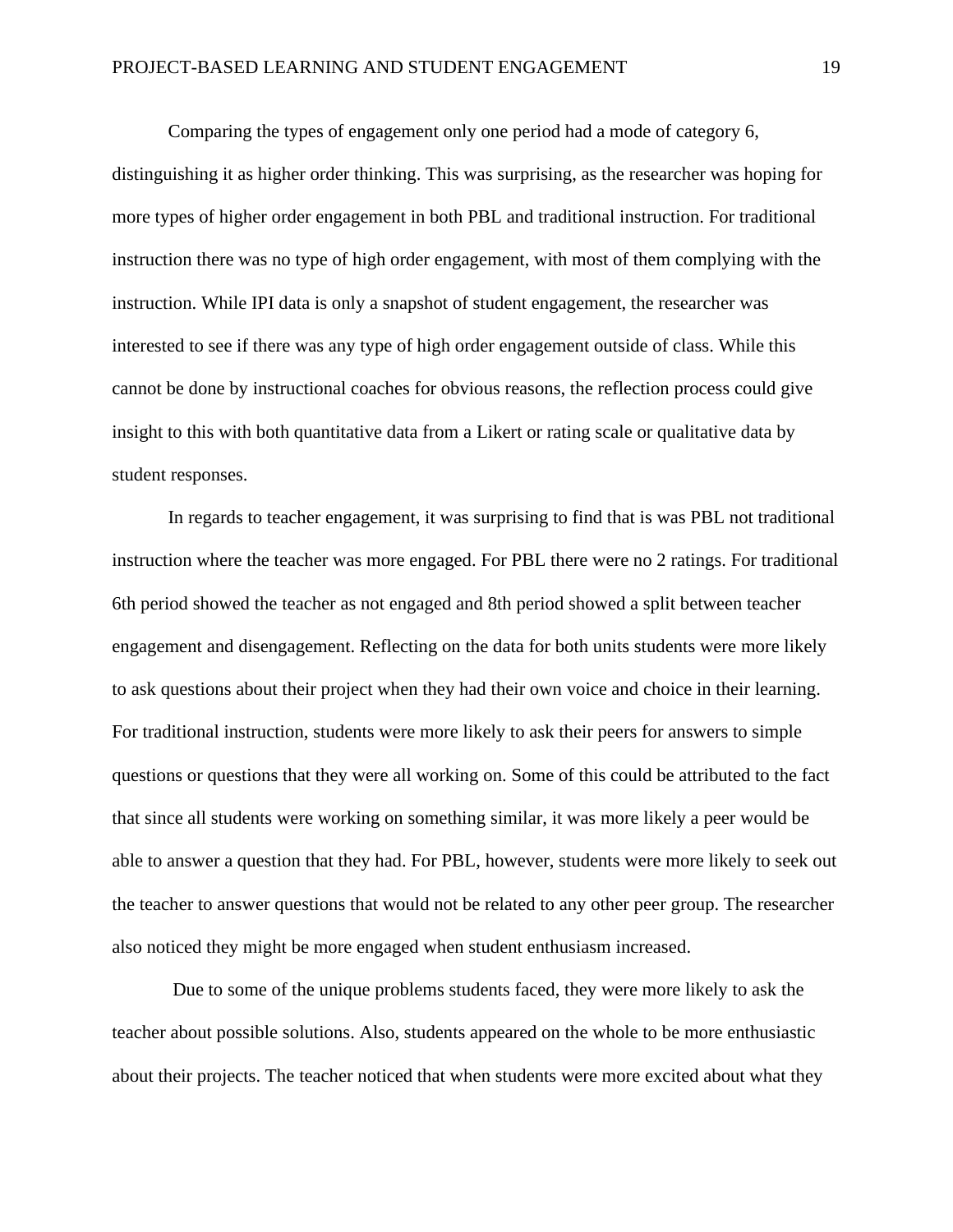Comparing the types of engagement only one period had a mode of category 6, distinguishing it as higher order thinking. This was surprising, as the researcher was hoping for more types of higher order engagement in both PBL and traditional instruction. For traditional instruction there was no type of high order engagement, with most of them complying with the instruction. While IPI data is only a snapshot of student engagement, the researcher was interested to see if there was any type of high order engagement outside of class. While this cannot be done by instructional coaches for obvious reasons, the reflection process could give insight to this with both quantitative data from a Likert or rating scale or qualitative data by student responses.

In regards to teacher engagement, it was surprising to find that is was PBL not traditional instruction where the teacher was more engaged. For PBL there were no 2 ratings. For traditional 6th period showed the teacher as not engaged and 8th period showed a split between teacher engagement and disengagement. Reflecting on the data for both units students were more likely to ask questions about their project when they had their own voice and choice in their learning. For traditional instruction, students were more likely to ask their peers for answers to simple questions or questions that they were all working on. Some of this could be attributed to the fact that since all students were working on something similar, it was more likely a peer would be able to answer a question that they had. For PBL, however, students were more likely to seek out the teacher to answer questions that would not be related to any other peer group. The researcher also noticed they might be more engaged when student enthusiasm increased.

Due to some of the unique problems students faced, they were more likely to ask the teacher about possible solutions. Also, students appeared on the whole to be more enthusiastic about their projects. The teacher noticed that when students were more excited about what they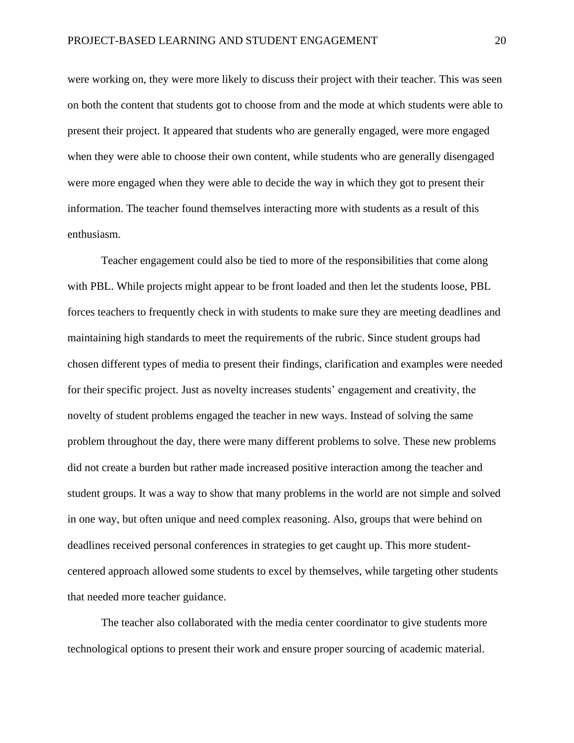were working on, they were more likely to discuss their project with their teacher. This was seen on both the content that students got to choose from and the mode at which students were able to present their project. It appeared that students who are generally engaged, were more engaged when they were able to choose their own content, while students who are generally disengaged were more engaged when they were able to decide the way in which they got to present their information. The teacher found themselves interacting more with students as a result of this enthusiasm.

Teacher engagement could also be tied to more of the responsibilities that come along with PBL. While projects might appear to be front loaded and then let the students loose, PBL forces teachers to frequently check in with students to make sure they are meeting deadlines and maintaining high standards to meet the requirements of the rubric. Since student groups had chosen different types of media to present their findings, clarification and examples were needed for their specific project. Just as novelty increases students' engagement and creativity, the novelty of student problems engaged the teacher in new ways. Instead of solving the same problem throughout the day, there were many different problems to solve. These new problems did not create a burden but rather made increased positive interaction among the teacher and student groups. It was a way to show that many problems in the world are not simple and solved in one way, but often unique and need complex reasoning. Also, groups that were behind on deadlines received personal conferences in strategies to get caught up. This more student-centered approach allowed some students to excel by themselves, while targeting other students that needed more teacher guidance.

The teacher also collaborated with the media center coordinator to give students more technological options to present their work and ensure proper sourcing of academic material.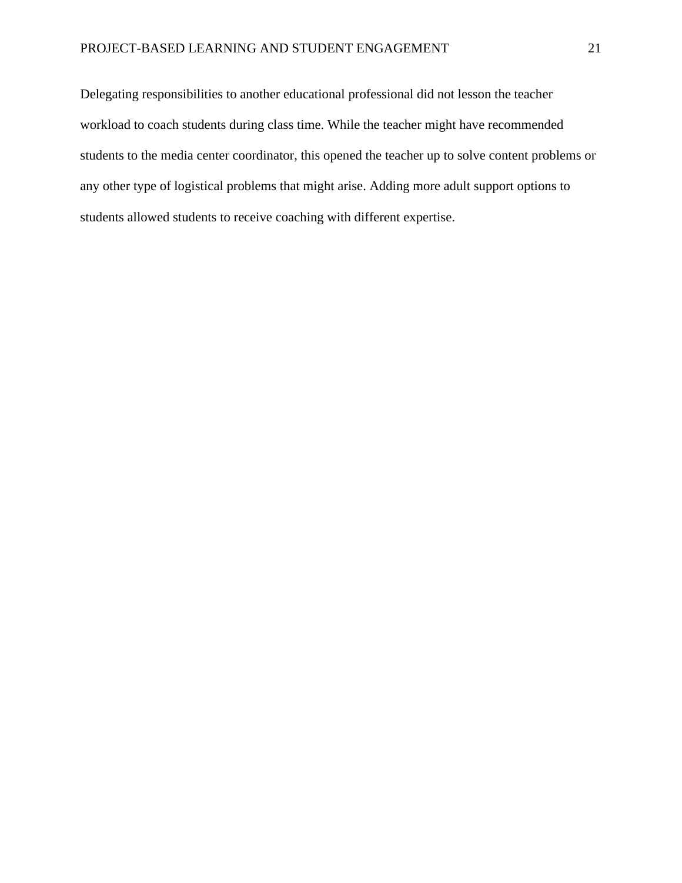Delegating responsibilities to another educational professional did not lesson the teacher workload to coach students during class time. While the teacher might have recommended students to the media center coordinator, this opened the teacher up to solve content problems or any other type of logistical problems that might arise. Adding more adult support options to students allowed students to receive coaching with different expertise.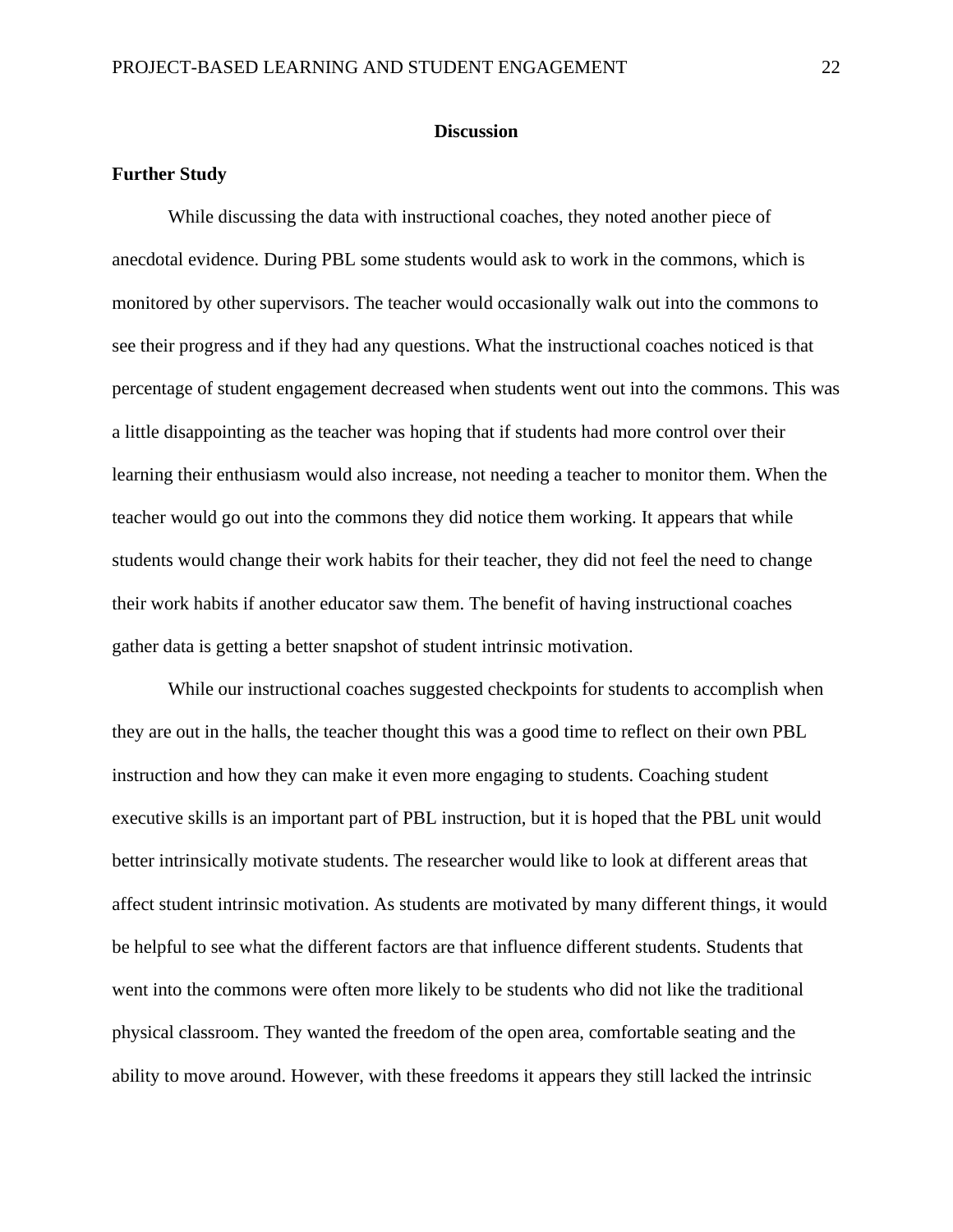# Discussion

## Further Study

While discussing the data with instructional coaches, they noted another piece of anecdotal evidence. During PBL some students would ask to work in the commons, which is monitored by other supervisors. The teacher would occasionally walk out into the commons to see their progress and if they had any questions. What the instructional coaches noticed is that percentage of student engagement decreased when students went out into the commons. This was a little disappointing as the teacher was hoping that if students had more control over their learning their enthusiasm would also increase, not needing a teacher to monitor them. When the teacher would go out into the commons they did notice them working. It appears that while students would change their work habits for their teacher, they did not feel the need to change their work habits if another educator saw them. The benefit of having instructional coaches gather data is getting a better snapshot of student intrinsic motivation.

While our instructional coaches suggested checkpoints for students to accomplish when they are out in the halls, the teacher thought this was a good time to reflect on their own PBL instruction and how they can make it even more engaging to students. Coaching student executive skills is an important part of PBL instruction, but it is hoped that the PBL unit would better intrinsically motivate students. The researcher would like to look at different areas that affect student intrinsic motivation. As students are motivated by many different things, it would be helpful to see what the different factors are that influence different students. Students that went into the commons were often more likely to be students who did not like the traditional physical classroom. They wanted the freedom of the open area, comfortable seating and the ability to move around. However, with these freedoms it appears they still lacked the intrinsic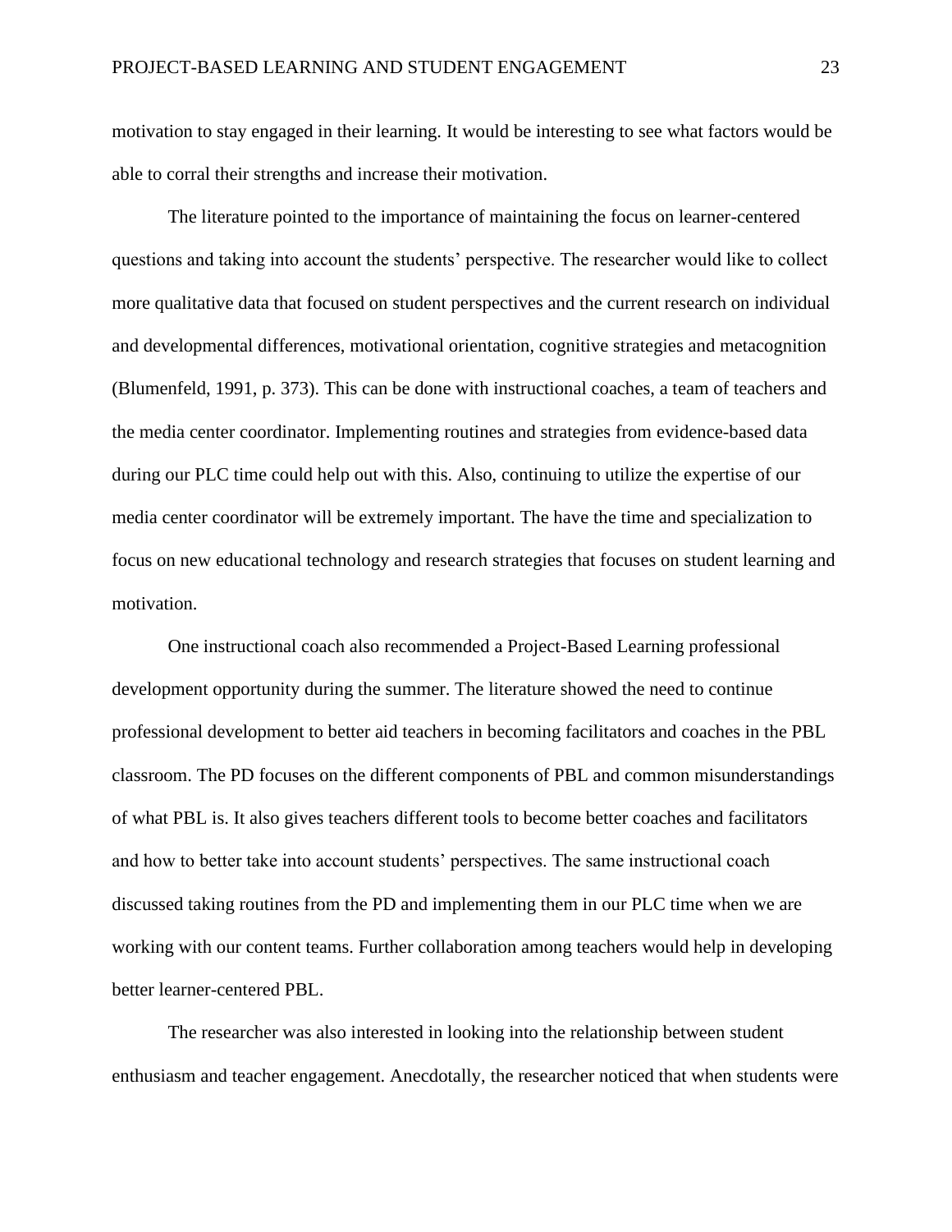motivation to stay engaged in their learning. It would be interesting to see what factors would be able to corral their strengths and increase their motivation.

The literature pointed to the importance of maintaining the focus on learner-centered questions and taking into account the students' perspective. The researcher would like to collect more qualitative data that focused on student perspectives and the current research on individual and developmental differences, motivational orientation, cognitive strategies and metacognition (Blumenfeld, 1991, p. 373). This can be done with instructional coaches, a team of teachers and the media center coordinator. Implementing routines and strategies from evidence-based data during our PLC time could help out with this. Also, continuing to utilize the expertise of our media center coordinator will be extremely important. The have the time and specialization to focus on new educational technology and research strategies that focuses on student learning and motivation.

One instructional coach also recommended a Project-Based Learning professional development opportunity during the summer. The literature showed the need to continue professional development to better aid teachers in becoming facilitators and coaches in the PBL classroom. The PD focuses on the different components of PBL and common misunderstandings of what PBL is. It also gives teachers different tools to become better coaches and facilitators and how to better take into account students' perspectives. The same instructional coach discussed taking routines from the PD and implementing them in our PLC time when we are working with our content teams. Further collaboration among teachers would help in developing better learner-centered PBL.

The researcher was also interested in looking into the relationship between student enthusiasm and teacher engagement. Anecdotally, the researcher noticed that when students were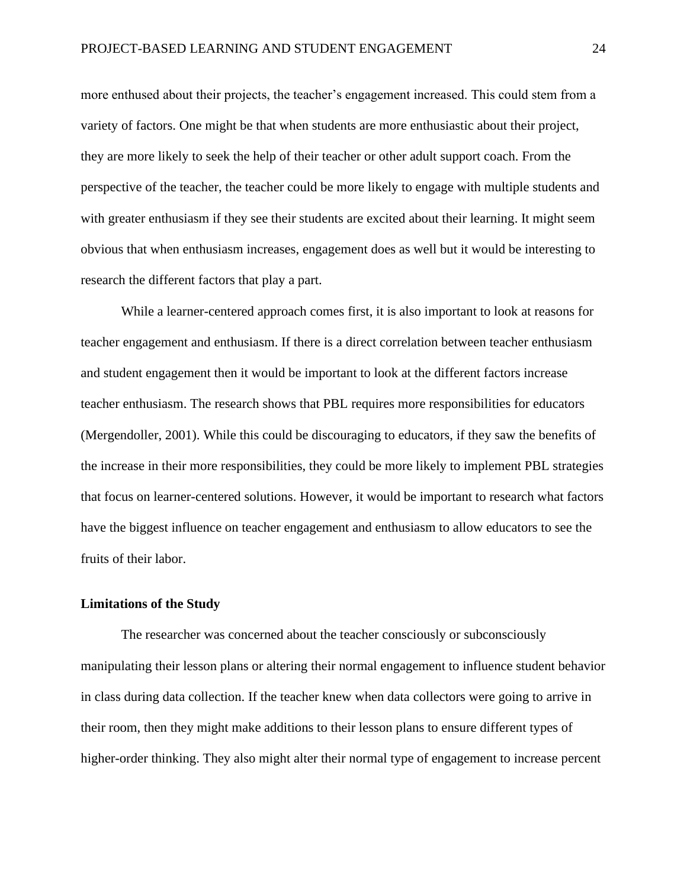more enthused about their projects, the teacher's engagement increased. This could stem from a variety of factors. One might be that when students are more enthusiastic about their project, they are more likely to seek the help of their teacher or other adult support coach. From the perspective of the teacher, the teacher could be more likely to engage with multiple students and with greater enthusiasm if they see their students are excited about their learning. It might seem obvious that when enthusiasm increases, engagement does as well but it would be interesting to research the different factors that play a part.

While a learner-centered approach comes first, it is also important to look at reasons for teacher engagement and enthusiasm. If there is a direct correlation between teacher enthusiasm and student engagement then it would be important to look at the different factors increase teacher enthusiasm. The research shows that PBL requires more responsibilities for educators (Mergendoller, 2001). While this could be discouraging to educators, if they saw the benefits of the increase in their more responsibilities, they could be more likely to implement PBL strategies that focus on learner-centered solutions. However, it would be important to research what factors have the biggest influence on teacher engagement and enthusiasm to allow educators to see the fruits of their labor.

**Limitations of the Study**

The researcher was concerned about the teacher consciously or subconsciously manipulating their lesson plans or altering their normal engagement to influence student behavior in class during data collection. If the teacher knew when data collectors were going to arrive in their room, then they might make additions to their lesson plans to ensure different types of higher-order thinking. They also might alter their normal type of engagement to increase percent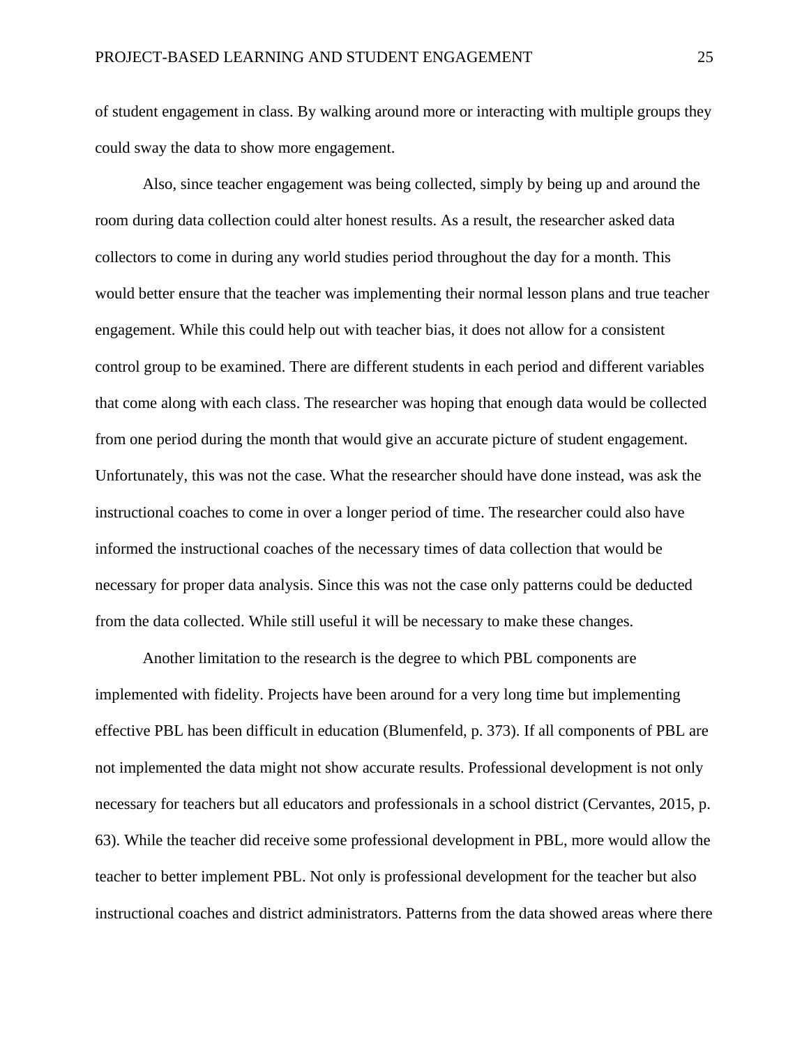of student engagement in class. By walking around more or interacting with multiple groups they could sway the data to show more engagement.

Also, since teacher engagement was being collected, simply by being up and around the room during data collection could alter honest results. As a result, the researcher asked data collectors to come in during any world studies period throughout the day for a month. This would better ensure that the teacher was implementing their normal lesson plans and true teacher engagement. While this could help out with teacher bias, it does not allow for a consistent control group to be examined. There are different students in each period and different variables that come along with each class. The researcher was hoping that enough data would be collected from one period during the month that would give an accurate picture of student engagement. Unfortunately, this was not the case. What the researcher should have done instead, was ask the instructional coaches to come in over a longer period of time. The researcher could also have informed the instructional coaches of the necessary times of data collection that would be necessary for proper data analysis. Since this was not the case only patterns could be deducted from the data collected. While still useful it will be necessary to make these changes.

Another limitation to the research is the degree to which PBL components are implemented with fidelity. Projects have been around for a very long time but implementing effective PBL has been difficult in education (Blumenfeld, p. 373). If all components of PBL are not implemented the data might not show accurate results. Professional development is not only necessary for teachers but all educators and professionals in a school district (Cervantes, 2015, p. 63). While the teacher did receive some professional development in PBL, more would allow the teacher to better implement PBL. Not only is professional development for the teacher but also instructional coaches and district administrators. Patterns from the data showed areas where there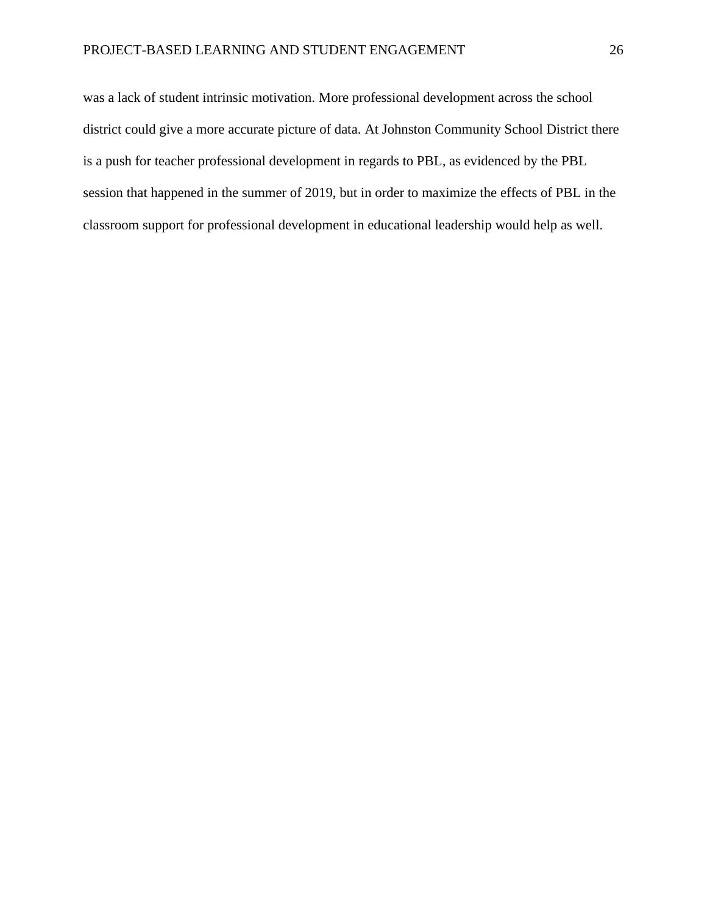was a lack of student intrinsic motivation. More professional development across the school district could give a more accurate picture of data. At Johnston Community School District there is a push for teacher professional development in regards to PBL, as evidenced by the PBL session that happened in the summer of 2019, but in order to maximize the effects of PBL in the classroom support for professional development in educational leadership would help as well.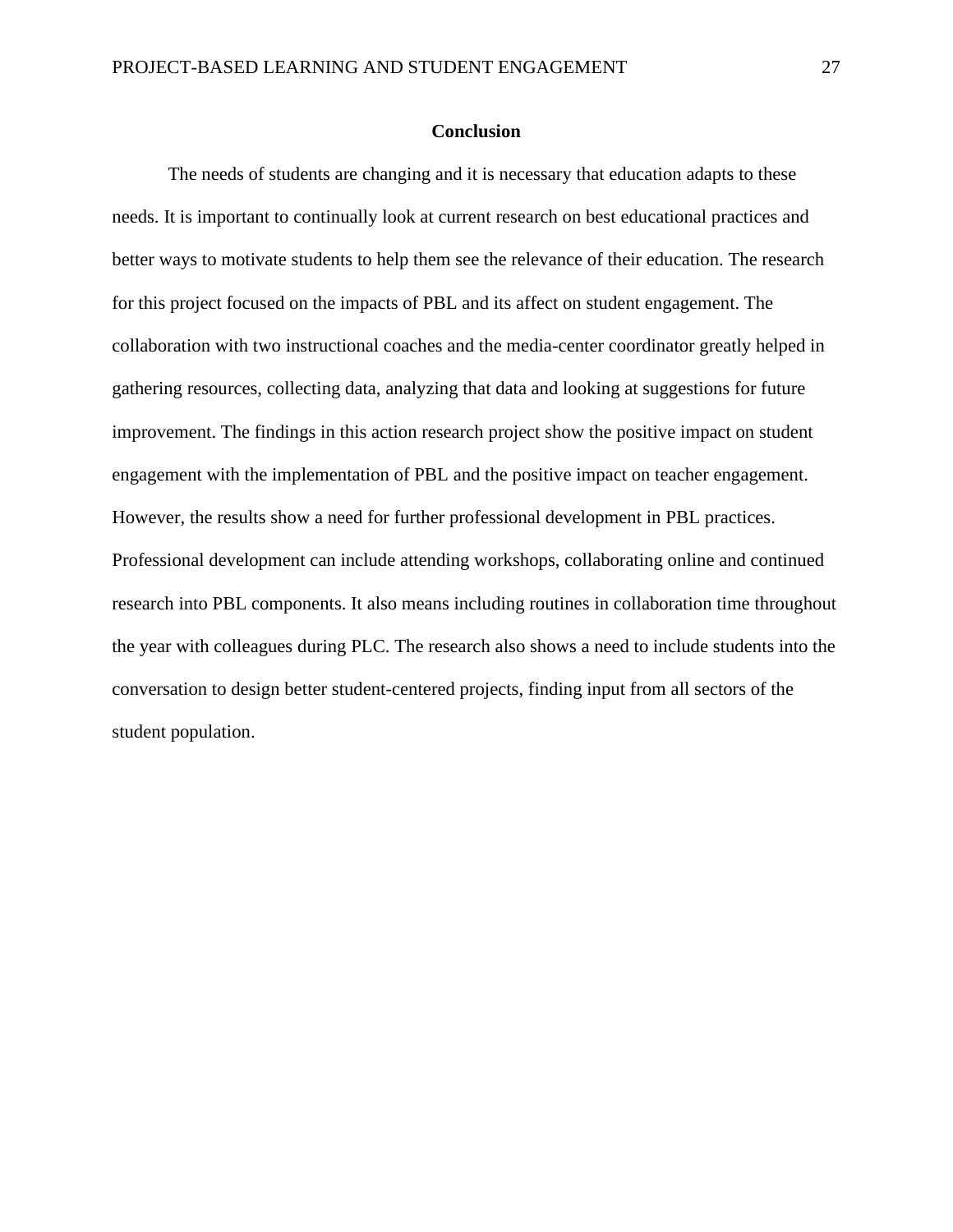## Conclusion

The needs of students are changing and it is necessary that education adapts to these needs. It is important to continually look at current research on best educational practices and better ways to motivate students to help them see the relevance of their education. The research for this project focused on the impacts of PBL and its affect on student engagement. The collaboration with two instructional coaches and the media-center coordinator greatly helped in gathering resources, collecting data, analyzing that data and looking at suggestions for future improvement. The findings in this action research project show the positive impact on student engagement with the implementation of PBL and the positive impact on teacher engagement. However, the results show a need for further professional development in PBL practices. Professional development can include attending workshops, collaborating online and continued research into PBL components. It also means including routines in collaboration time throughout the year with colleagues during PLC. The research also shows a need to include students into the conversation to design better student-centered projects, finding input from all sectors of the student population.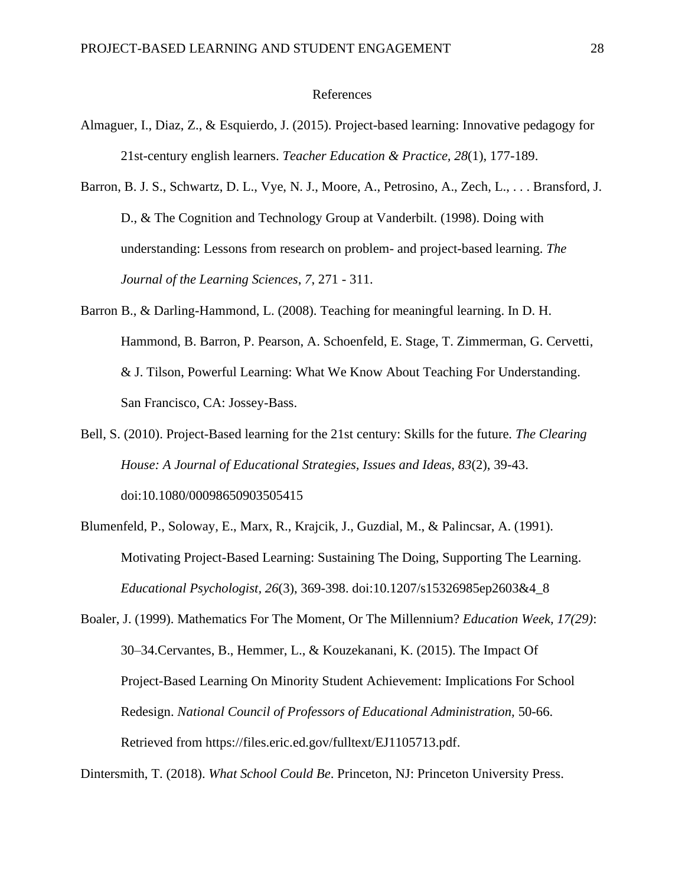# References

Almaguer, I., Diaz, Z., & Esquierdo, J. (2015). Project-based learning: Innovative pedagogy for 21st-century english learners. *Teacher Education & Practice, 28*(1), 177-189.

Barron, B. J. S., Schwartz, D. L., Vye, N. J., Moore, A., Petrosino, A., Zech, L., . . . Bransford, J. D., & The Cognition and Technology Group at Vanderbilt. (1998). Doing with understanding: Lessons from research on problem- and project-based learning. *The Journal of the Learning Sciences*, *7*, 271 - 311.

Barron B., & Darling-Hammond, L. (2008). Teaching for meaningful learning. In D. H. Hammond, B. Barron, P. Pearson, A. Schoenfeld, E. Stage, T. Zimmerman, G. Cervetti, & J. Tilson, Powerful Learning: What We Know About Teaching For Understanding. San Francisco, CA: Jossey-Bass.

Bell, S. (2010). Project-Based learning for the 21st century: Skills for the future. *The Clearing House: A Journal of Educational Strategies, Issues and Ideas, 83*(2), 39-43. doi:10.1080/00098650903505415

Blumenfeld, P., Soloway, E., Marx, R., Krajcik, J., Guzdial, M., & Palincsar, A. (1991). Motivating Project-Based Learning: Sustaining The Doing, Supporting The Learning. *Educational Psychologist*, *26*(3), 369-398. doi:10.1207/s15326985ep2603&4_8

Boaler, J. (1999). Mathematics For The Moment, Or The Millennium? *Education Week, 17(29)*: 30–34.Cervantes, B., Hemmer, L., & Kouzekanani, K. (2015). The Impact Of Project-Based Learning On Minority Student Achievement: Implications For School Redesign. *National Council of Professors of Educational Administration,* 50-66. Retrieved from https://files.eric.ed.gov/fulltext/EJ1105713.pdf.

Dintersmith, T. (2018). *What School Could Be*. Princeton, NJ: Princeton University Press.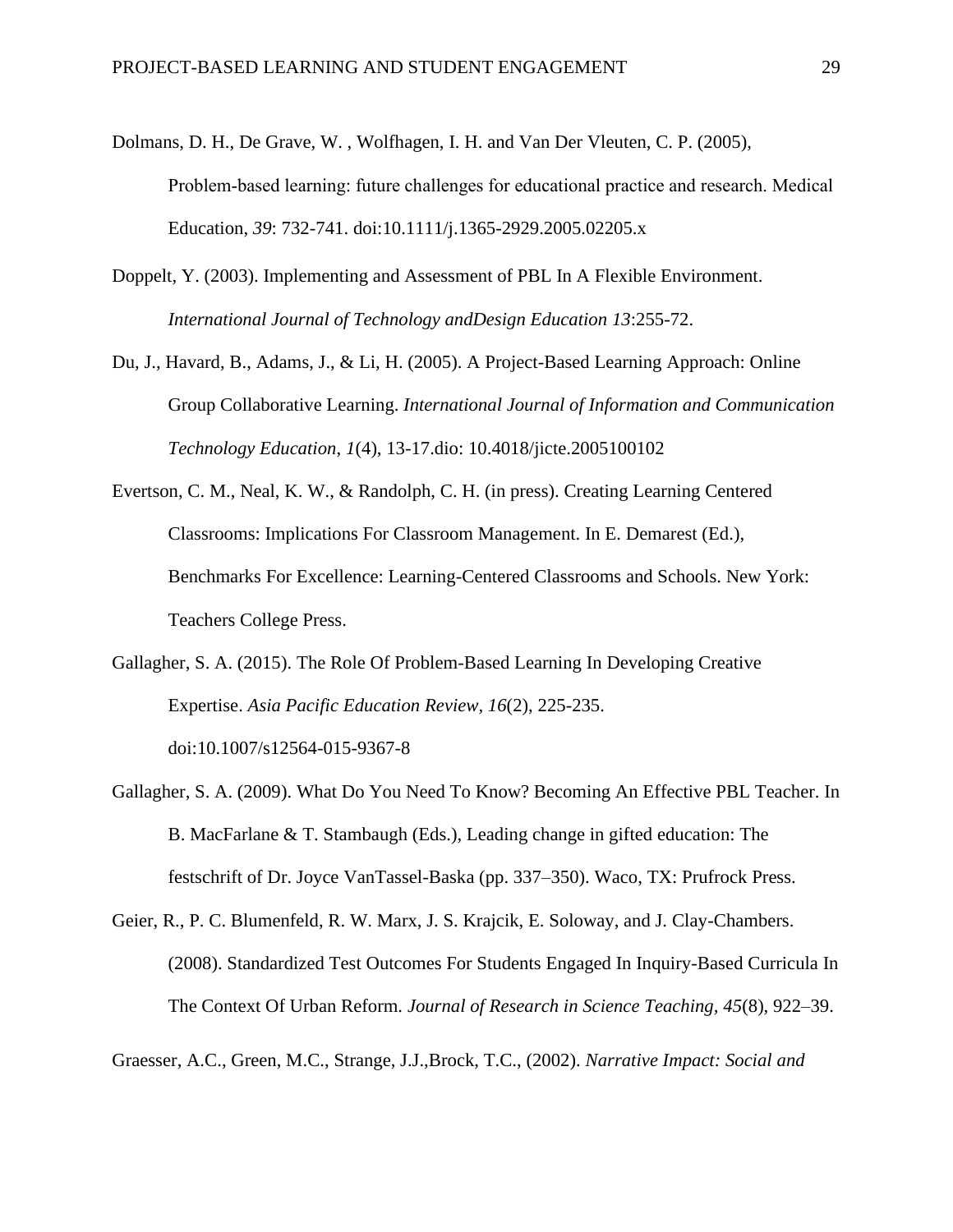Dolmans, D. H., De Grave, W. , Wolfhagen, I. H. and Van Der Vleuten, C. P. (2005), Problem-based learning: future challenges for educational practice and research. Medical Education, *39*: 732-741. doi:10.1111/j.1365-2929.2005.02205.x

Doppelt, Y. (2003). Implementing and Assessment of PBL In A Flexible Environment. *International Journal of Technology andDesign Education 13*:255-72.

Du, J., Havard, B., Adams, J., & Li, H. (2005). A Project-Based Learning Approach: Online Group Collaborative Learning. *International Journal of Information and Communication Technology Education*, *1*(4), 13-17.dio: 10.4018/jicte.2005100102

Evertson, C. M., Neal, K. W., & Randolph, C. H. (in press). Creating Learning Centered Classrooms: Implications For Classroom Management. In E. Demarest (Ed.), Benchmarks For Excellence: Learning-Centered Classrooms and Schools. New York: Teachers College Press.

Gallagher, S. A. (2015). The Role Of Problem-Based Learning In Developing Creative Expertise. *Asia Pacific Education Review, 16*(2), 225-235. doi:10.1007/s12564-015-9367-8

Gallagher, S. A. (2009). What Do You Need To Know? Becoming An Effective PBL Teacher. In B. MacFarlane & T. Stambaugh (Eds.), Leading change in gifted education: The festschrift of Dr. Joyce VanTassel-Baska (pp. 337–350). Waco, TX: Prufrock Press.

Geier, R., P. C. Blumenfeld, R. W. Marx, J. S. Krajcik, E. Soloway, and J. Clay-Chambers. (2008). Standardized Test Outcomes For Students Engaged In Inquiry-Based Curricula In The Context Of Urban Reform. *Journal of Research in Science Teaching, 45*(8), 922–39.

Graesser, A.C., Green, M.C., Strange, J.J.,Brock, T.C., (2002). *Narrative Impact: Social and*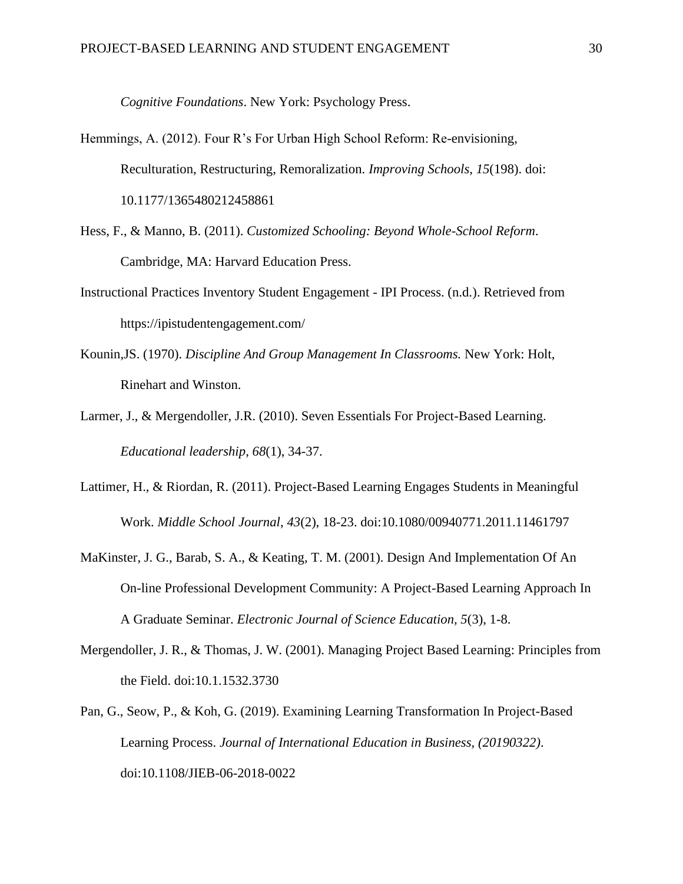*Cognitive Foundations*. New York: Psychology Press.

Hemmings, A. (2012). Four R's For Urban High School Reform: Re-envisioning, Reculturation, Restructuring, Remoralization. *Improving Schools*, *15*(198). doi: 10.1177/1365480212458861

Hess, F., & Manno, B. (2011). *Customized Schooling: Beyond Whole-School Reform*. Cambridge, MA: Harvard Education Press.

Instructional Practices Inventory Student Engagement - IPI Process. (n.d.). Retrieved from https://ipistudentengagement.com/

Kounin,JS. (1970). *Discipline And Group Management In Classrooms.* New York: Holt, Rinehart and Winston.

Larmer, J., & Mergendoller, J.R. (2010). Seven Essentials For Project-Based Learning. *Educational leadership*, *68*(1), 34-37.

Lattimer, H., & Riordan, R. (2011). Project-Based Learning Engages Students in Meaningful Work. *Middle School Journal*, *43*(2), 18-23. doi:10.1080/00940771.2011.11461797

MaKinster, J. G., Barab, S. A., & Keating, T. M. (2001). Design And Implementation Of An On-line Professional Development Community: A Project-Based Learning Approach In A Graduate Seminar. *Electronic Journal of Science Education*, *5*(3), 1-8.

Mergendoller, J. R., & Thomas, J. W. (2001). Managing Project Based Learning: Principles from the Field. doi:10.1.1532.3730

Pan, G., Seow, P., & Koh, G. (2019). Examining Learning Transformation In Project-Based Learning Process. *Journal of International Education in Business, (20190322)*. doi:10.1108/JIEB-06-2018-0022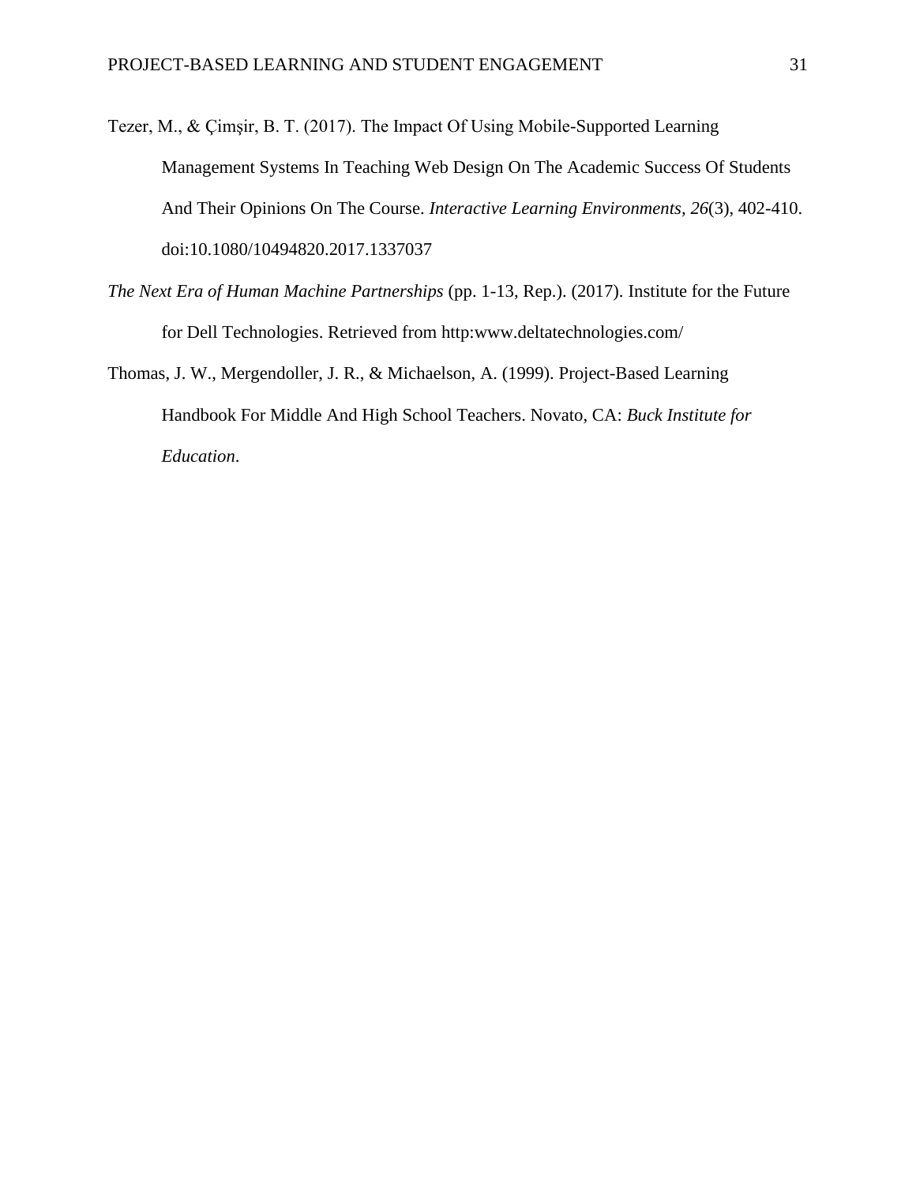Tezer, M., & Çimşir, B. T. (2017). The Impact Of Using Mobile-Supported Learning Management Systems In Teaching Web Design On The Academic Success Of Students And Their Opinions On The Course. *Interactive Learning Environments, 26*(3), 402-410. doi:10.1080/10494820.2017.1337037

*The Next Era of Human Machine Partnerships* (pp. 1-13, Rep.). (2017). Institute for the Future for Dell Technologies. Retrieved from http:www.deltatechnologies.com/

Thomas, J. W., Mergendoller, J. R., & Michaelson, A. (1999). Project-Based Learning Handbook For Middle And High School Teachers. Novato, CA: *Buck Institute for Education*.